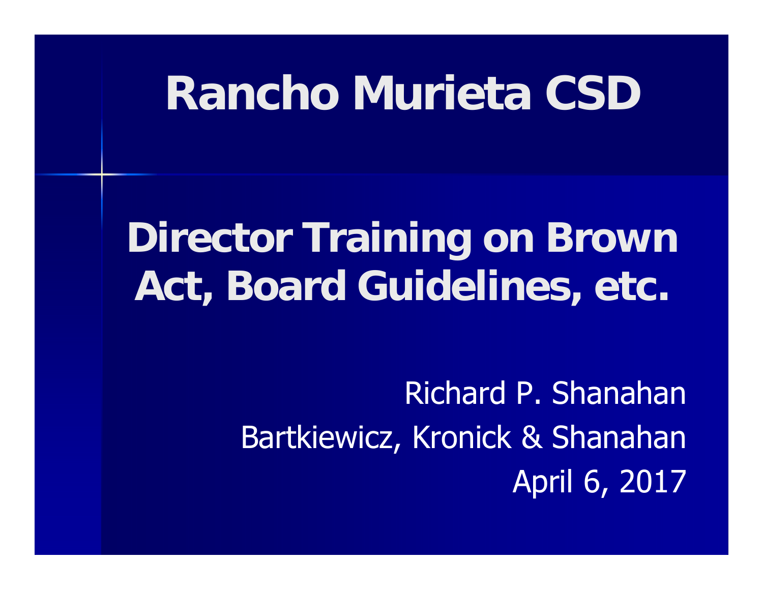# Rancho Murieta CSD

## Director Training on Brown Act, Board Guidelines, etc.

Richard P. Shanahan

Bartkiewicz, Kronick & Shanahan

April 6, 2017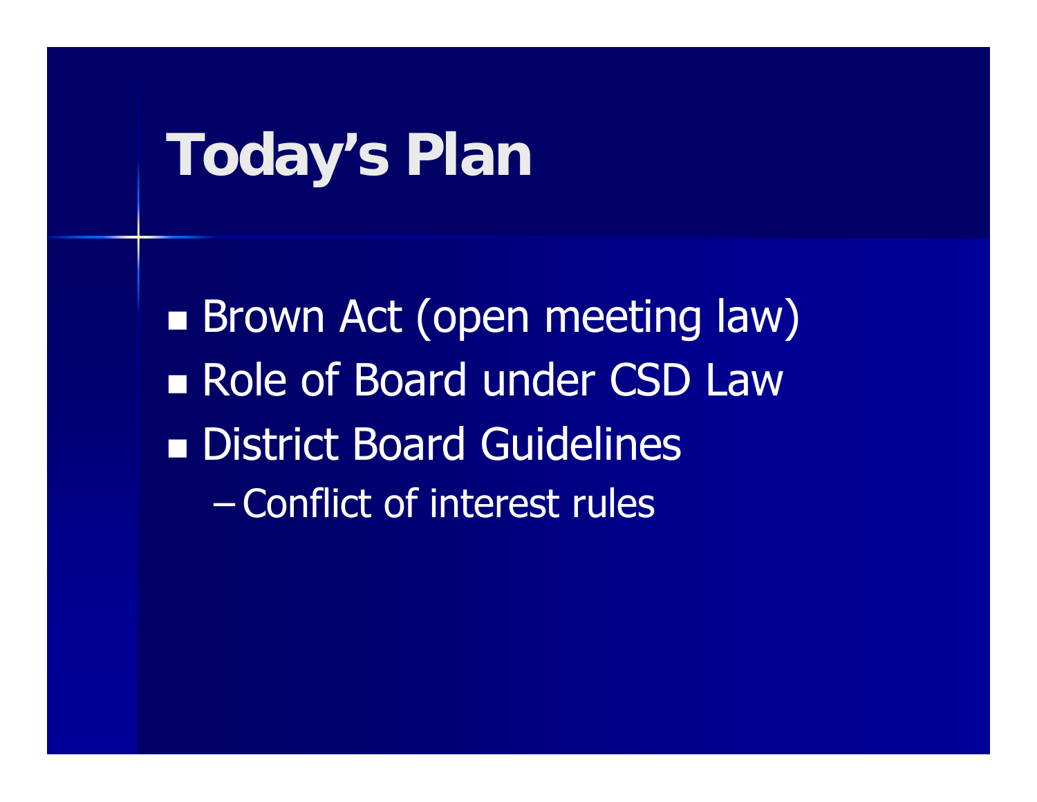# Today's Plan

- Brown Act (open meeting law)
- Role of Board under CSD Law
- District Board Guidelines
  - Conflict of interest rules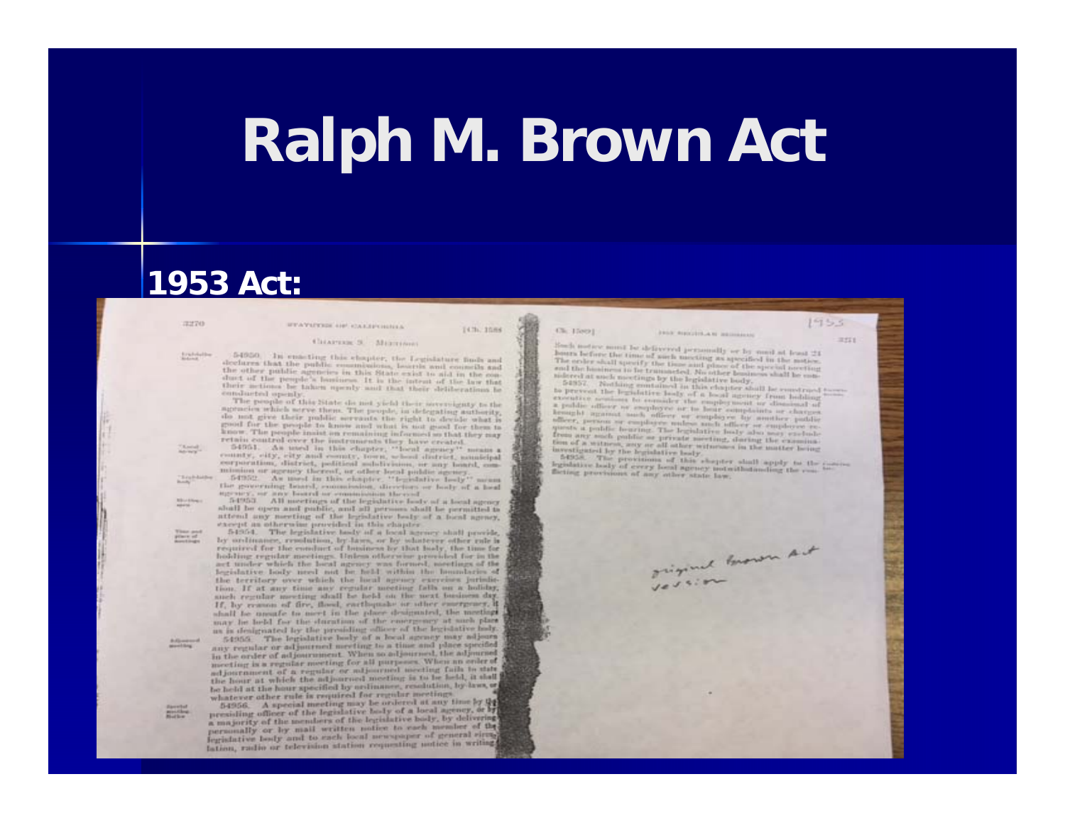# Ralph M. Brown Act

**1953 Act:**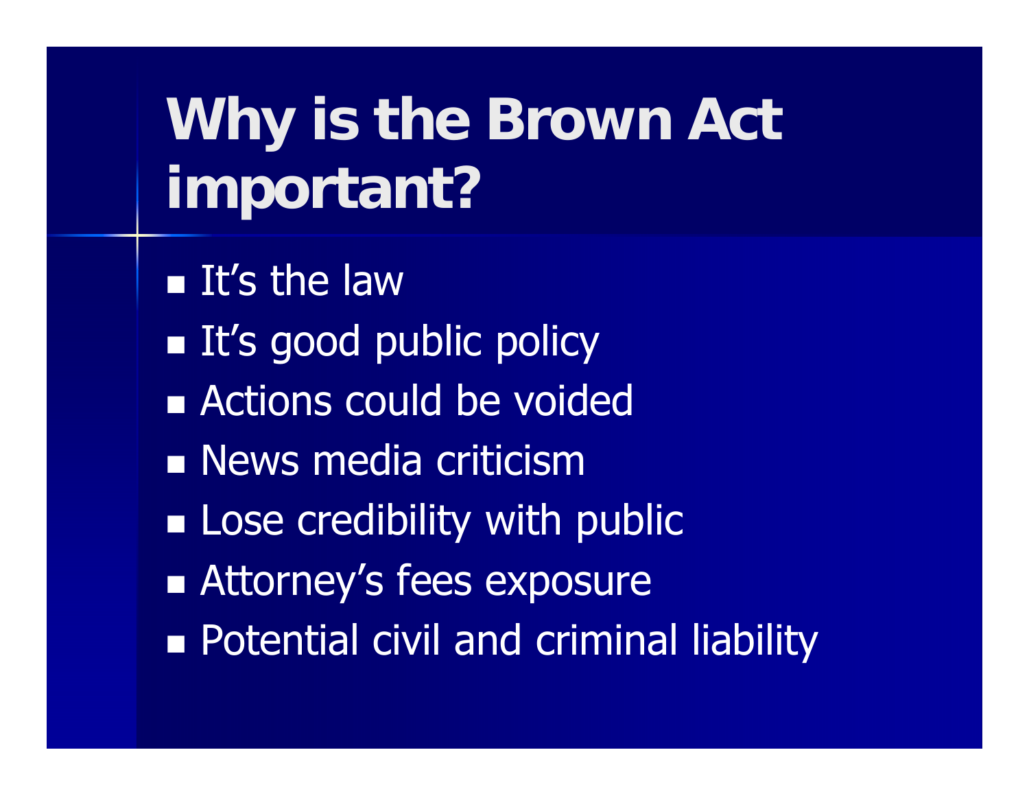# Why is the Brown Act important?

- It's the law
- It's good public policy
- Actions could be voided
- News media criticism
- Lose credibility with public
- Attorney's fees exposure
- Potential civil and criminal liability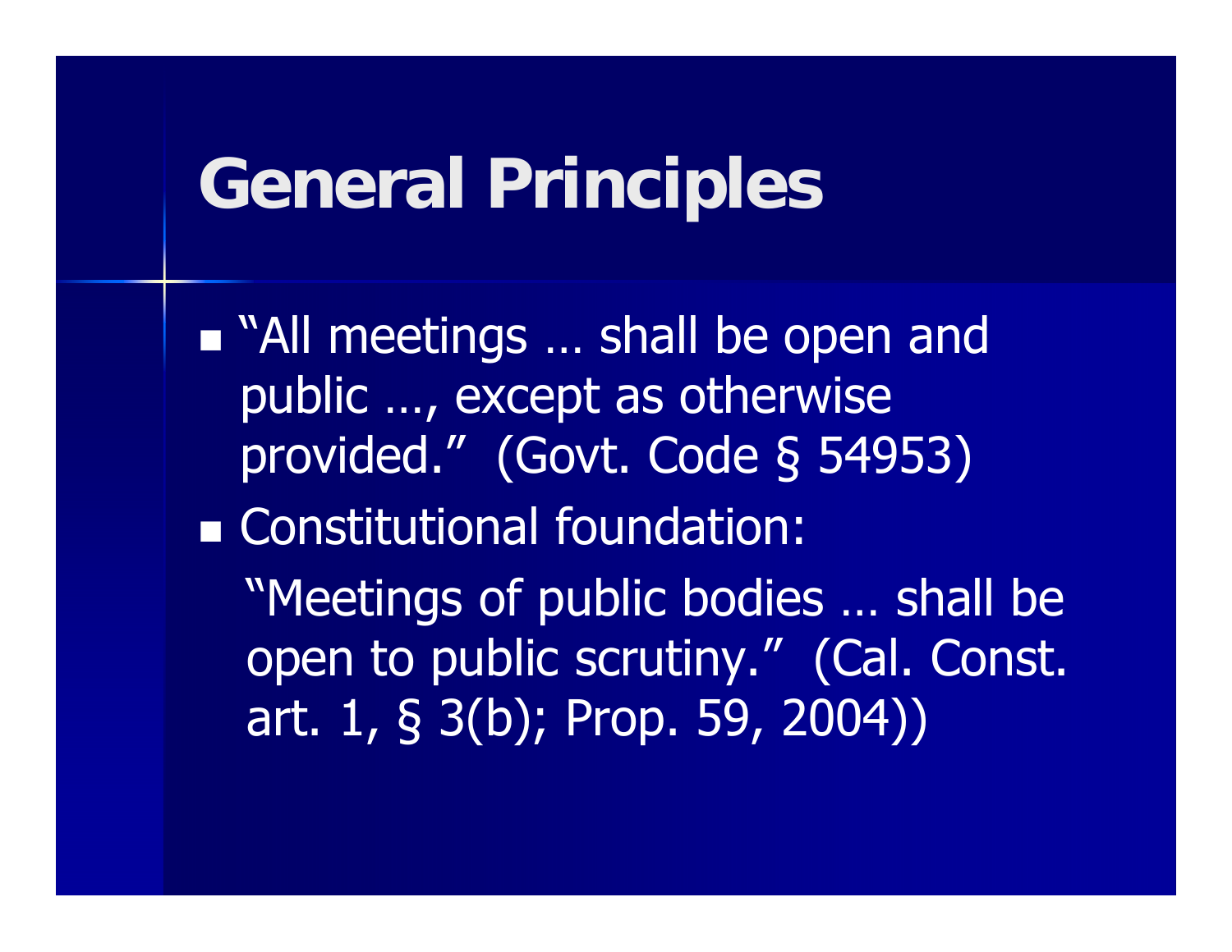# General Principles

- "All meetings … shall be open and public …, except as otherwise provided." (Govt. Code § 54953)
- Constitutional foundation:

  "Meetings of public bodies … shall be open to public scrutiny." (Cal. Const. art. 1, § 3(b); Prop. 59, 2004))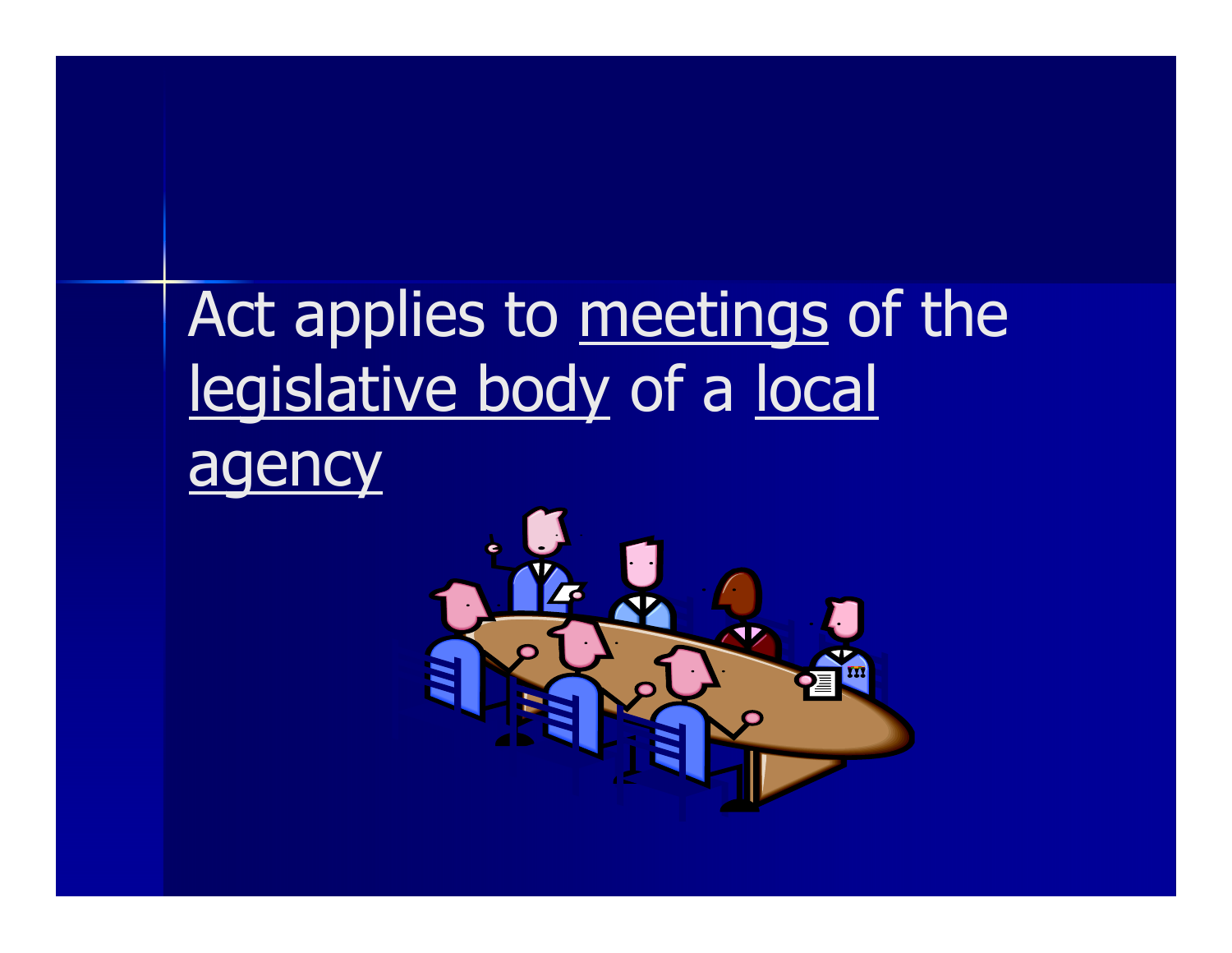Act applies to <u>meetings</u> of the <u>legislative body</u> of a <u>local agency</u>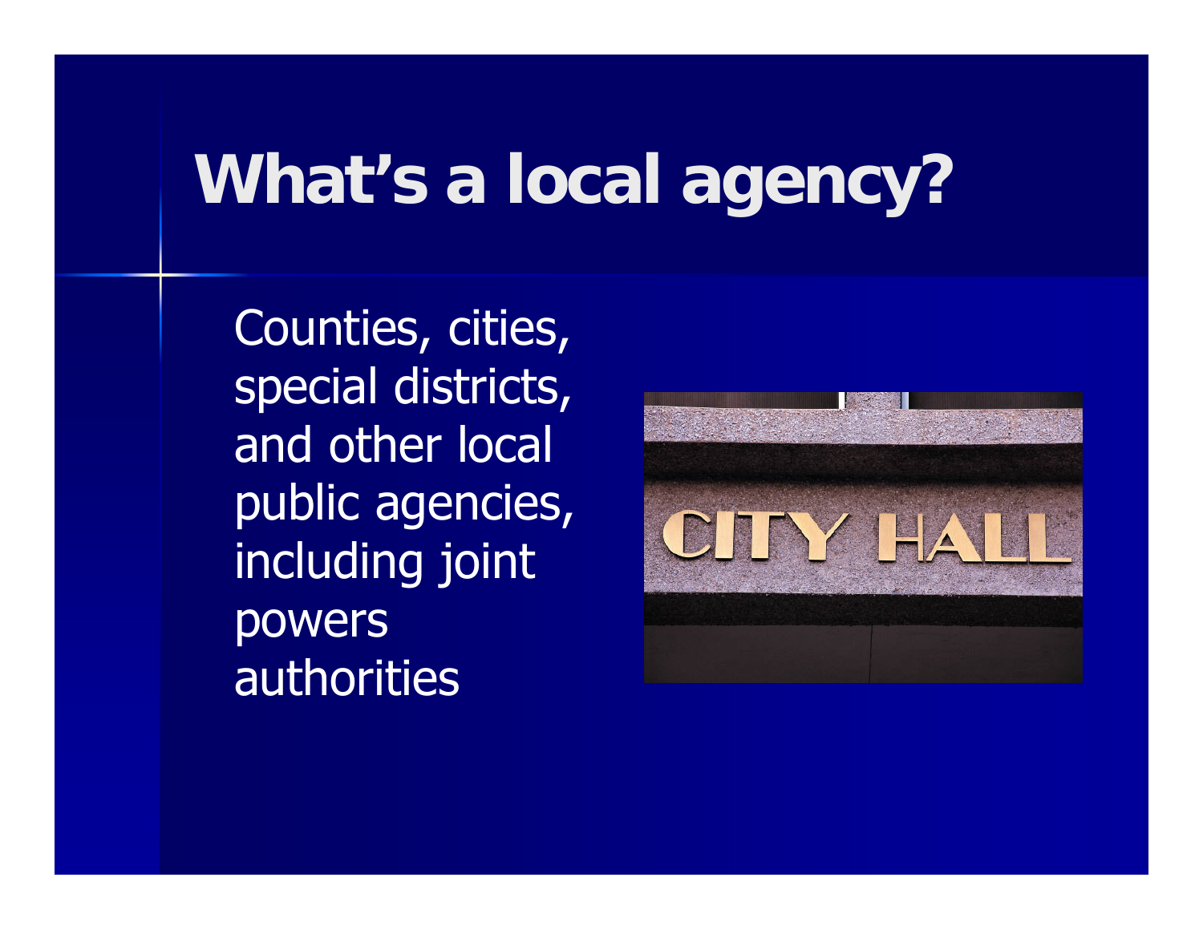# What's a local agency?

Counties, cities, special districts, and other local public agencies, including joint powers authorities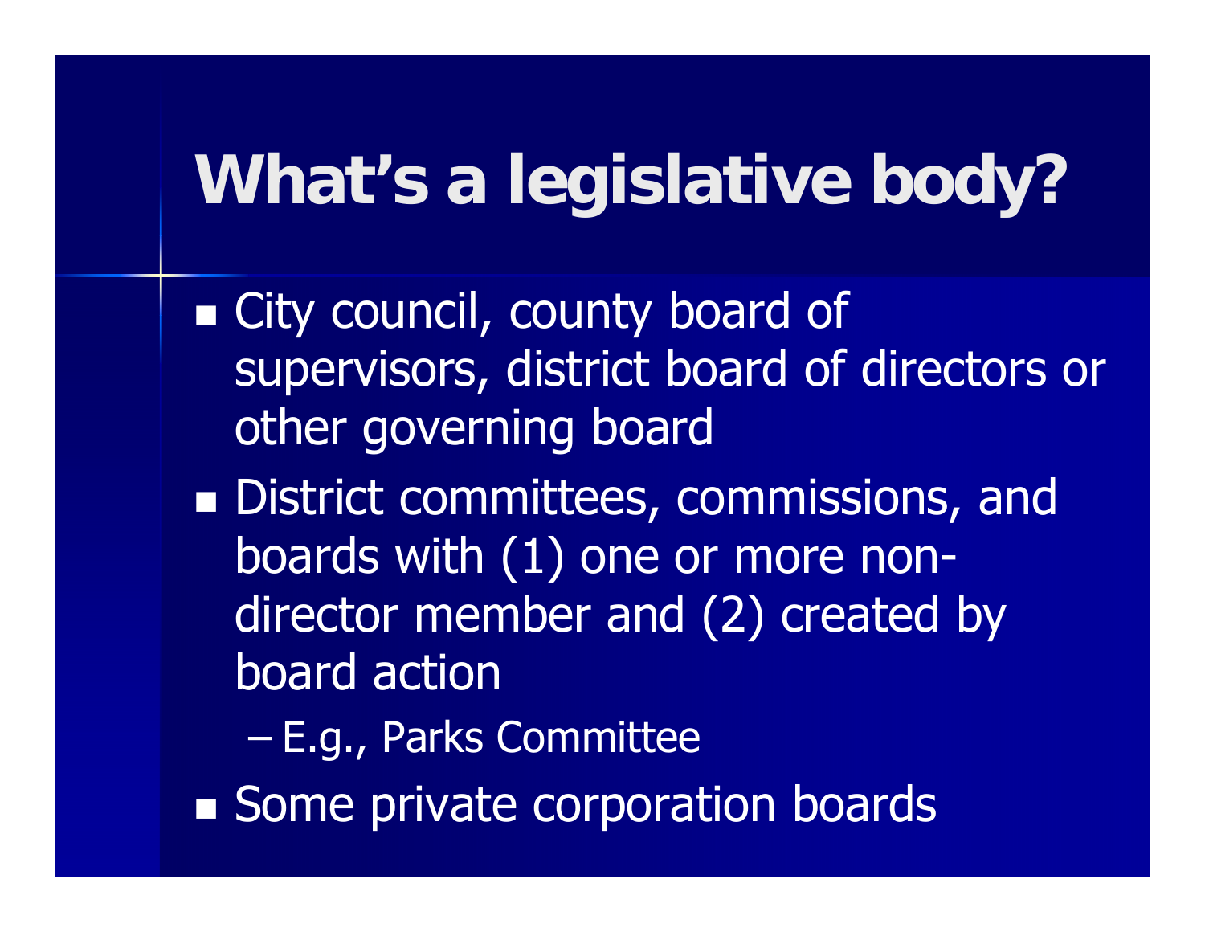# What's a legislative body?

- City council, county board of supervisors, district board of directors or other governing board
- District committees, commissions, and boards with (1) one or more non-director member and (2) created by board action
  - E.g., Parks Committee
- Some private corporation boards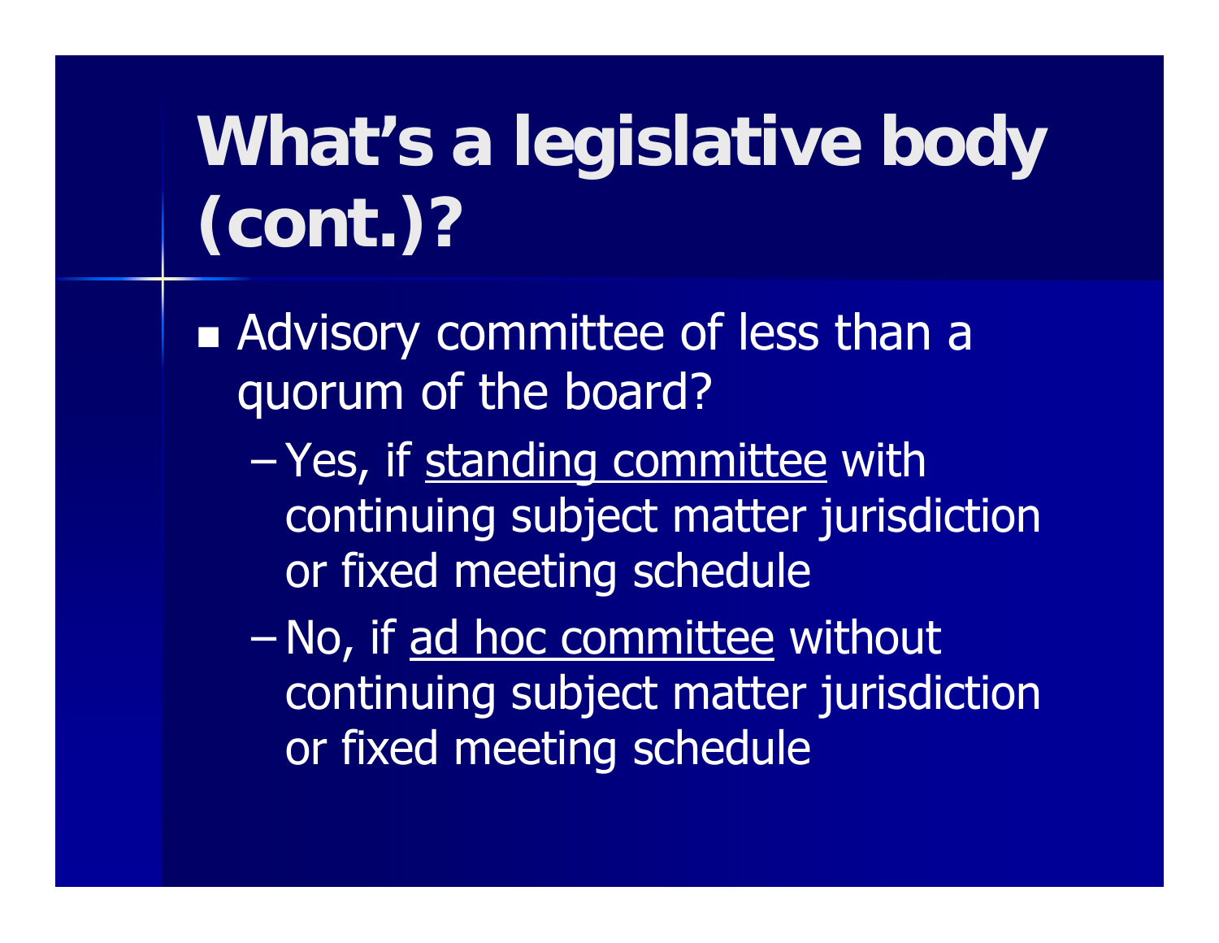# What's a legislative body (cont.)?

- Advisory committee of less than a quorum of the board?
  - Yes, if <u>standing committee</u> with continuing subject matter jurisdiction or fixed meeting schedule
  - No, if <u>ad hoc committee</u> without continuing subject matter jurisdiction or fixed meeting schedule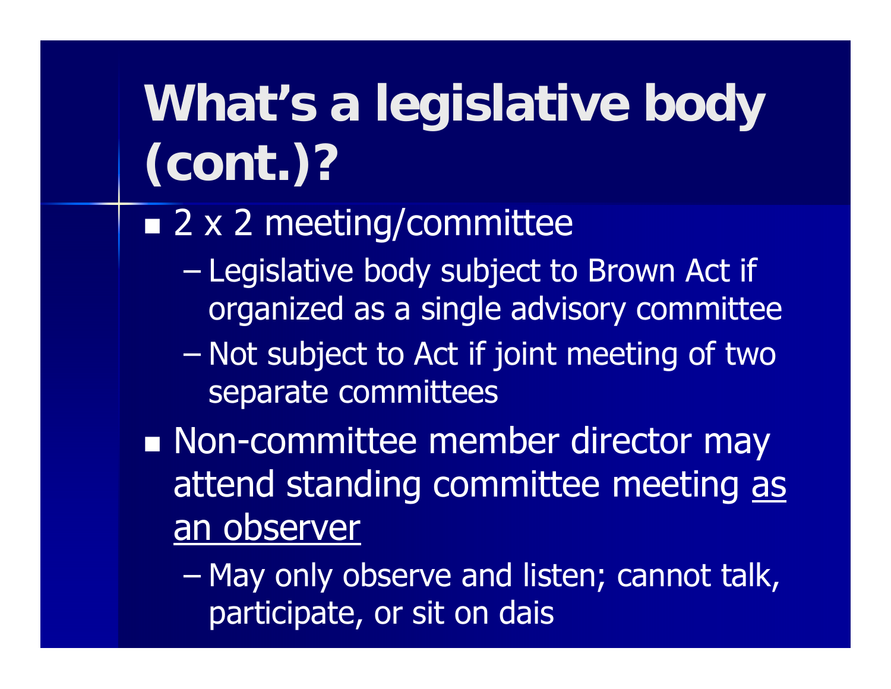# What's a legislative body (cont.)?

- 2 x 2 meeting/committee
  - Legislative body subject to Brown Act if organized as a single advisory committee
  - Not subject to Act if joint meeting of two separate committees
- Non-committee member director may attend standing committee meeting <u>as an observer</u>
  - May only observe and listen; cannot talk, participate, or sit on dais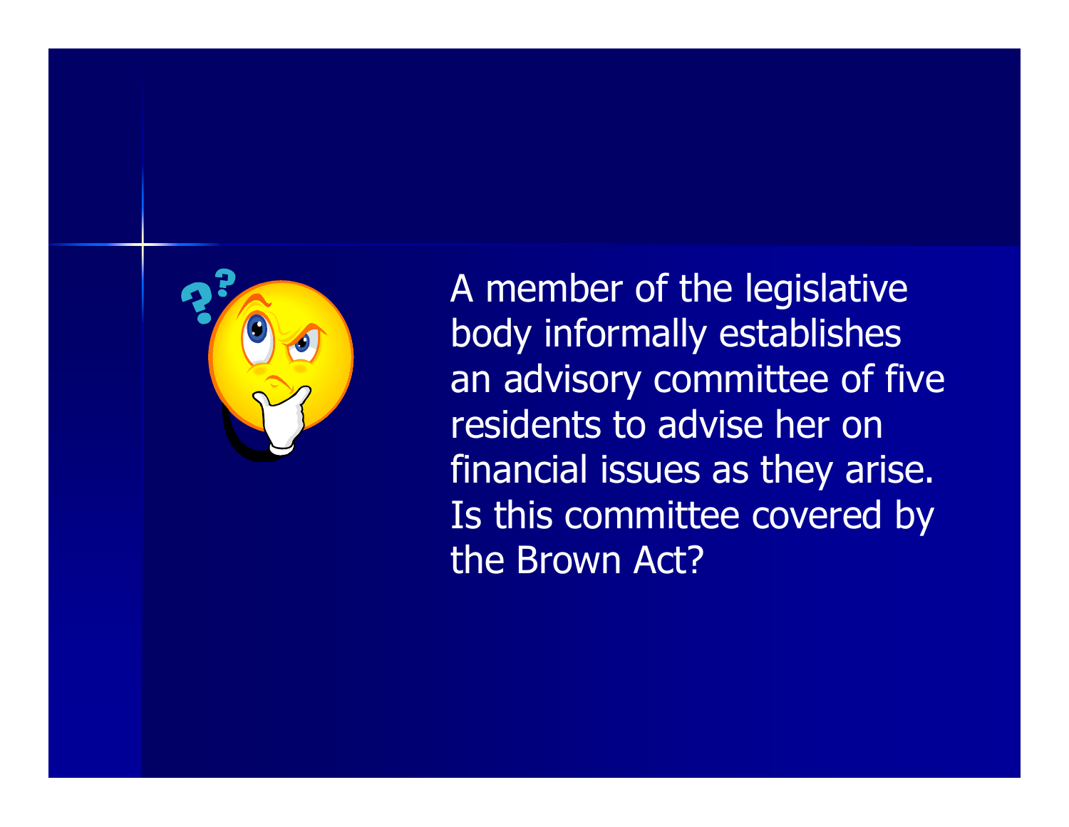A member of the legislative body informally establishes an advisory committee of five residents to advise her on financial issues as they arise. Is this committee covered by the Brown Act?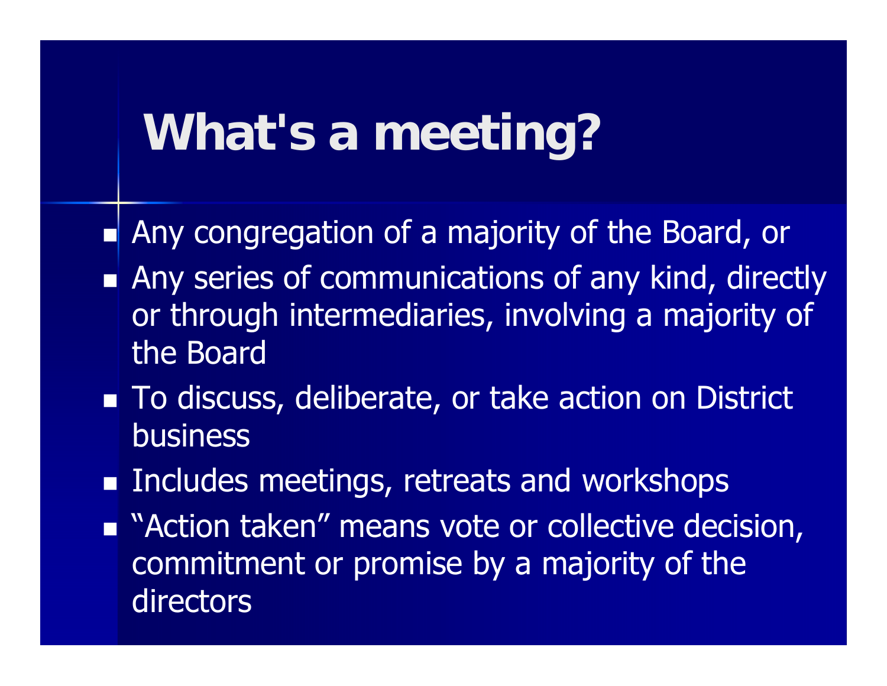# What's a meeting?

- Any congregation of a majority of the Board, or
- Any series of communications of any kind, directly or through intermediaries, involving a majority of the Board
- To discuss, deliberate, or take action on District business
- Includes meetings, retreats and workshops
- "Action taken" means vote or collective decision, commitment or promise by a majority of the directors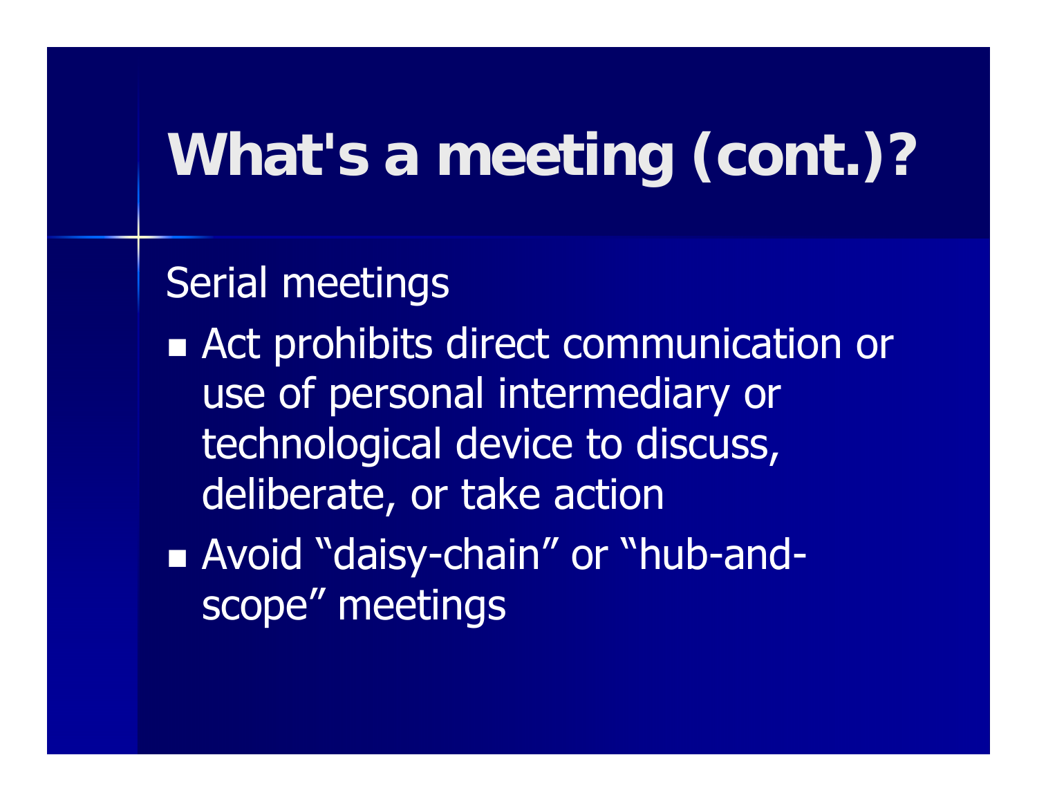# What's a meeting (cont.)?

Serial meetings

- Act prohibits direct communication or use of personal intermediary or technological device to discuss, deliberate, or take action
- Avoid "daisy-chain" or "hub-and-scope" meetings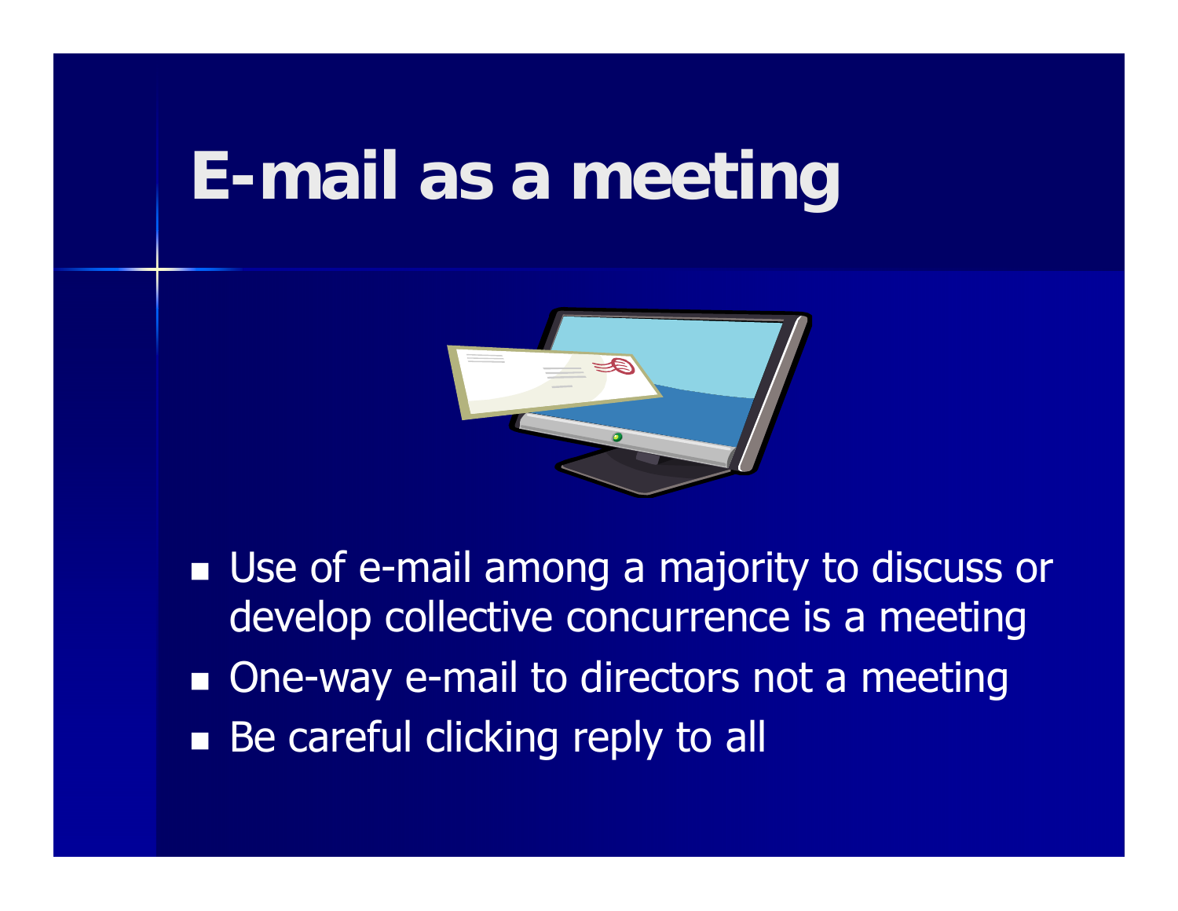# E-mail as a meeting

- Use of e-mail among a majority to discuss or develop collective concurrence is a meeting
- One-way e-mail to directors not a meeting
- Be careful clicking reply to all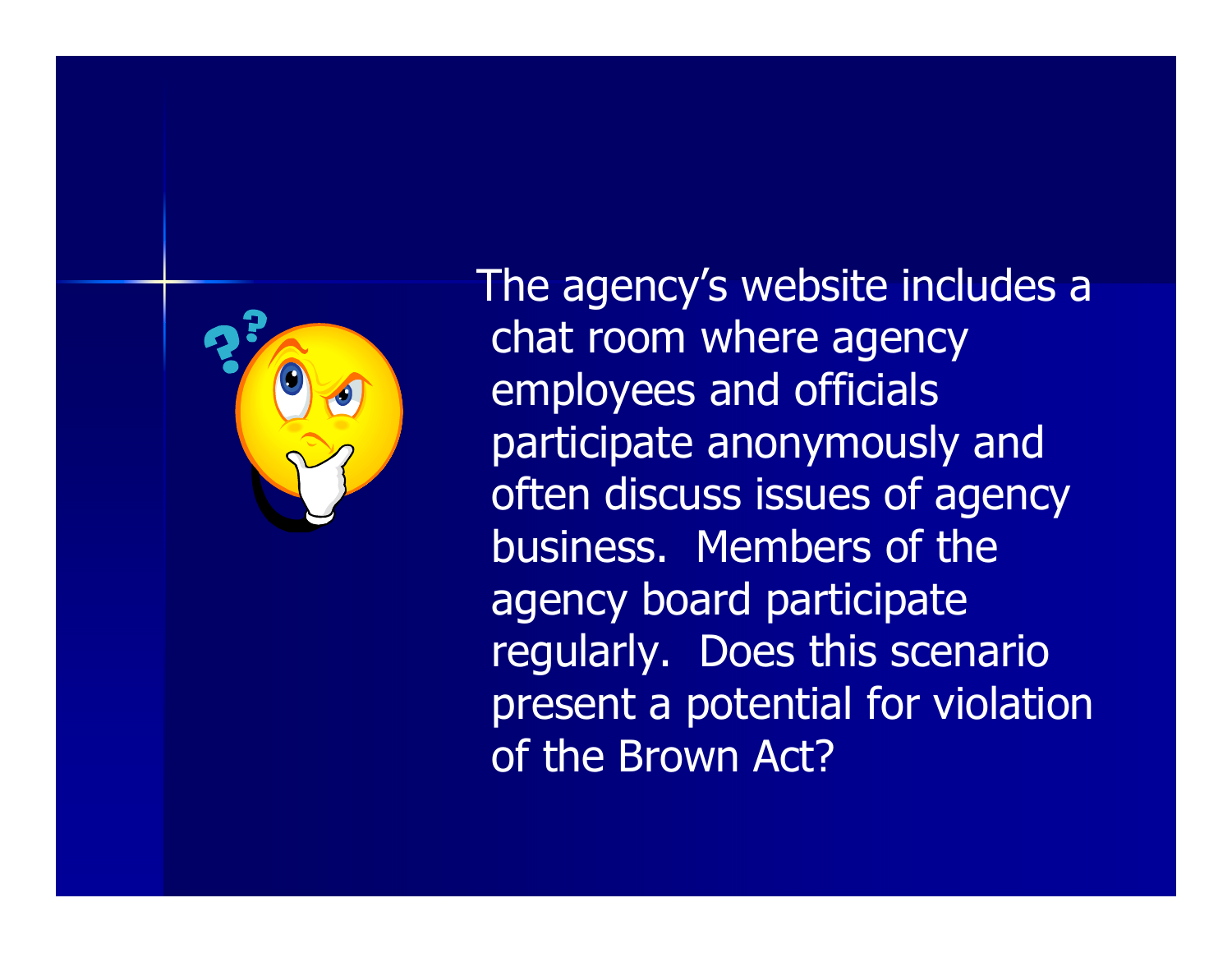The agency's website includes a chat room where agency employees and officials participate anonymously and often discuss issues of agency business. Members of the agency board participate regularly. Does this scenario present a potential for violation of the Brown Act?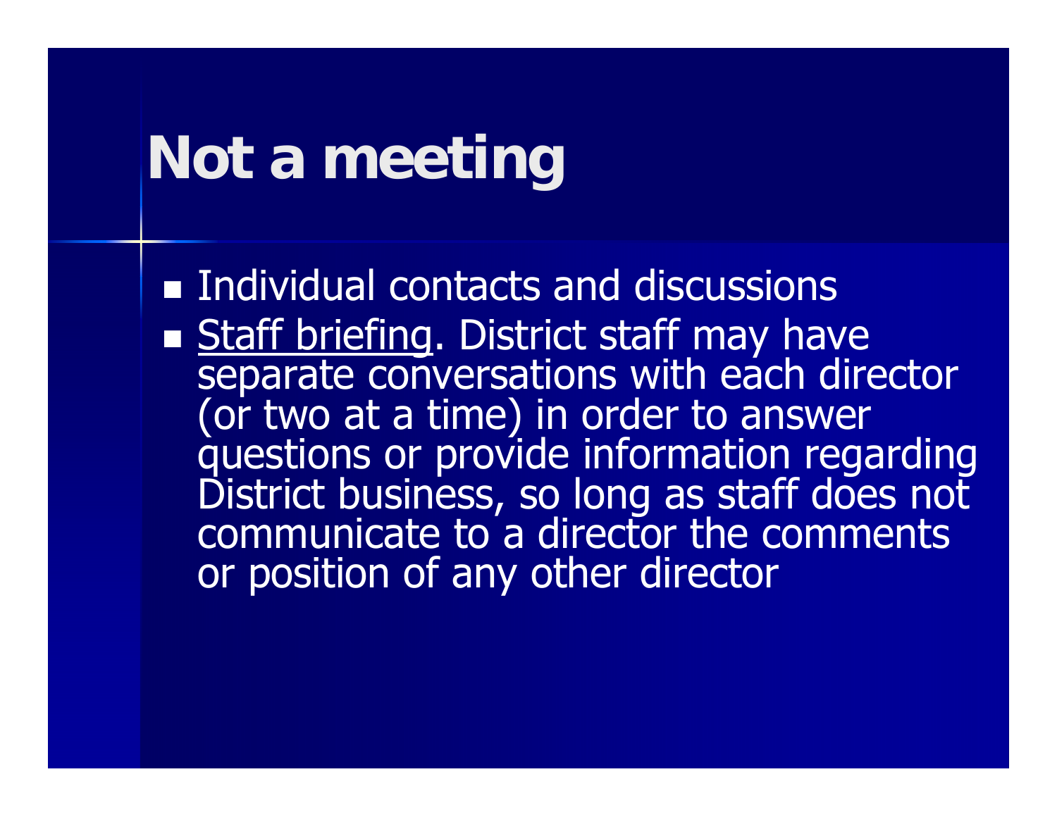# Not a meeting

- Individual contacts and discussions
- <u>Staff briefing</u>. District staff may have separate conversations with each director (or two at a time) in order to answer questions or provide information regarding District business, so long as staff does not communicate to a director the comments or position of any other director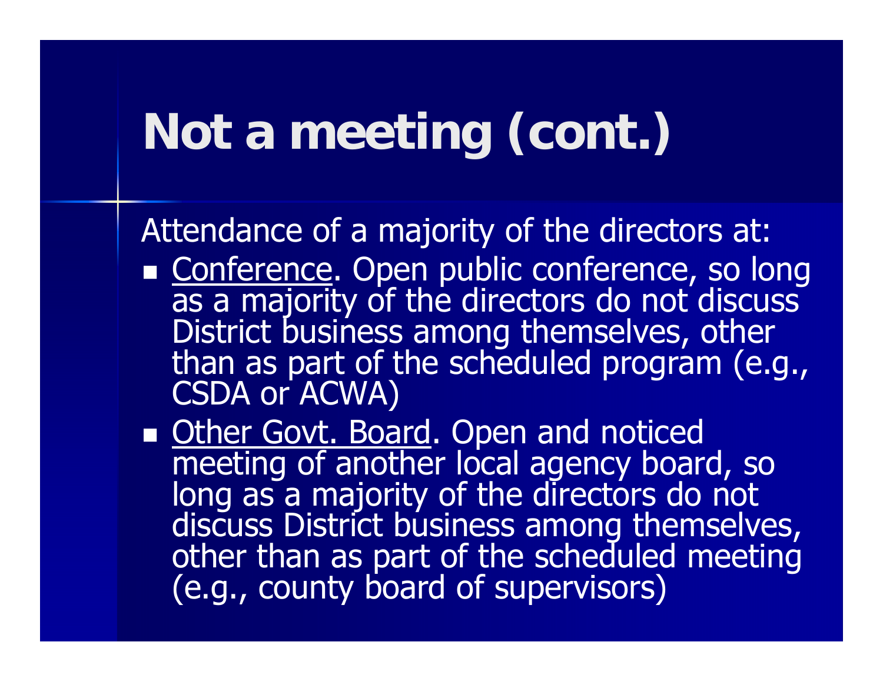# Not a meeting (cont.)

Attendance of a majority of the directors at:

- <u>Conference</u>. Open public conference, so long as a majority of the directors do not discuss District business among themselves, other than as part of the scheduled program (e.g., CSDA or ACWA)
- <u>Other Govt. Board</u>. Open and noticed meeting of another local agency board, so long as a majority of the directors do not discuss District business among themselves, other than as part of the scheduled meeting (e.g., county board of supervisors)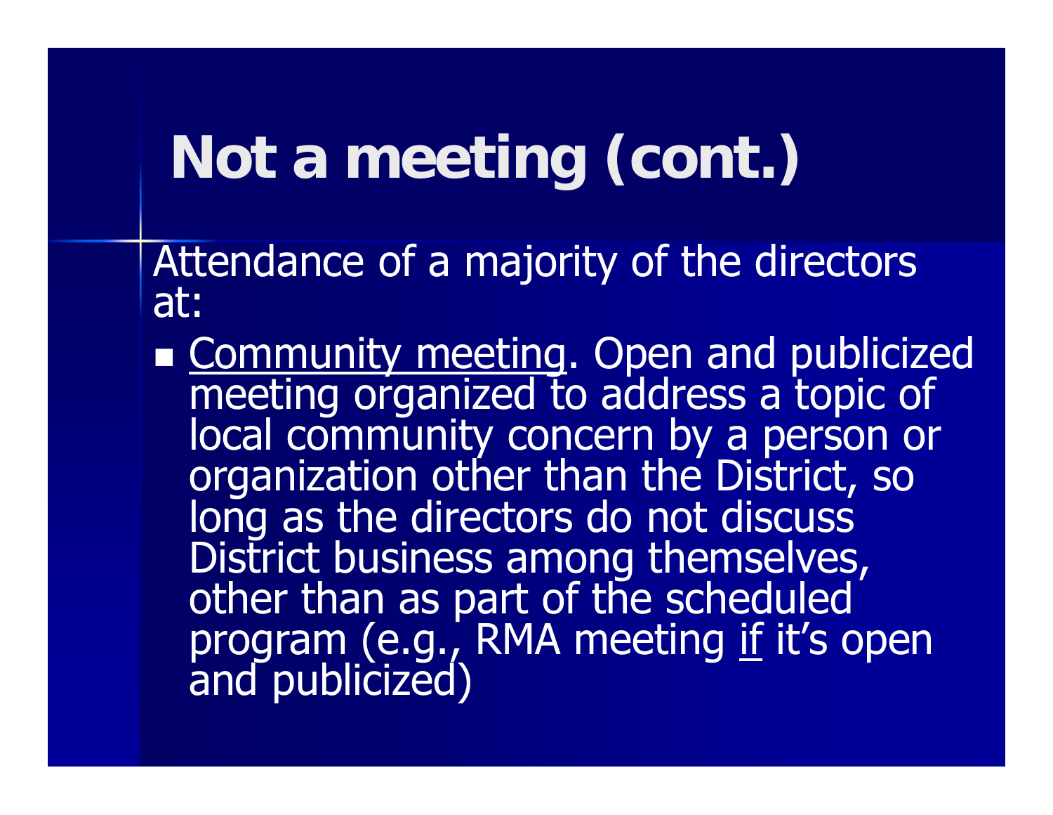# Not a meeting (cont.)

Attendance of a majority of the directors at:

- <u>Community meeting</u>. Open and publicized meeting organized to address a topic of local community concern by a person or organization other than the District, so long as the directors do not discuss District business among themselves, other than as part of the scheduled program (e.g., RMA meeting <u>if</u> it's open and publicized)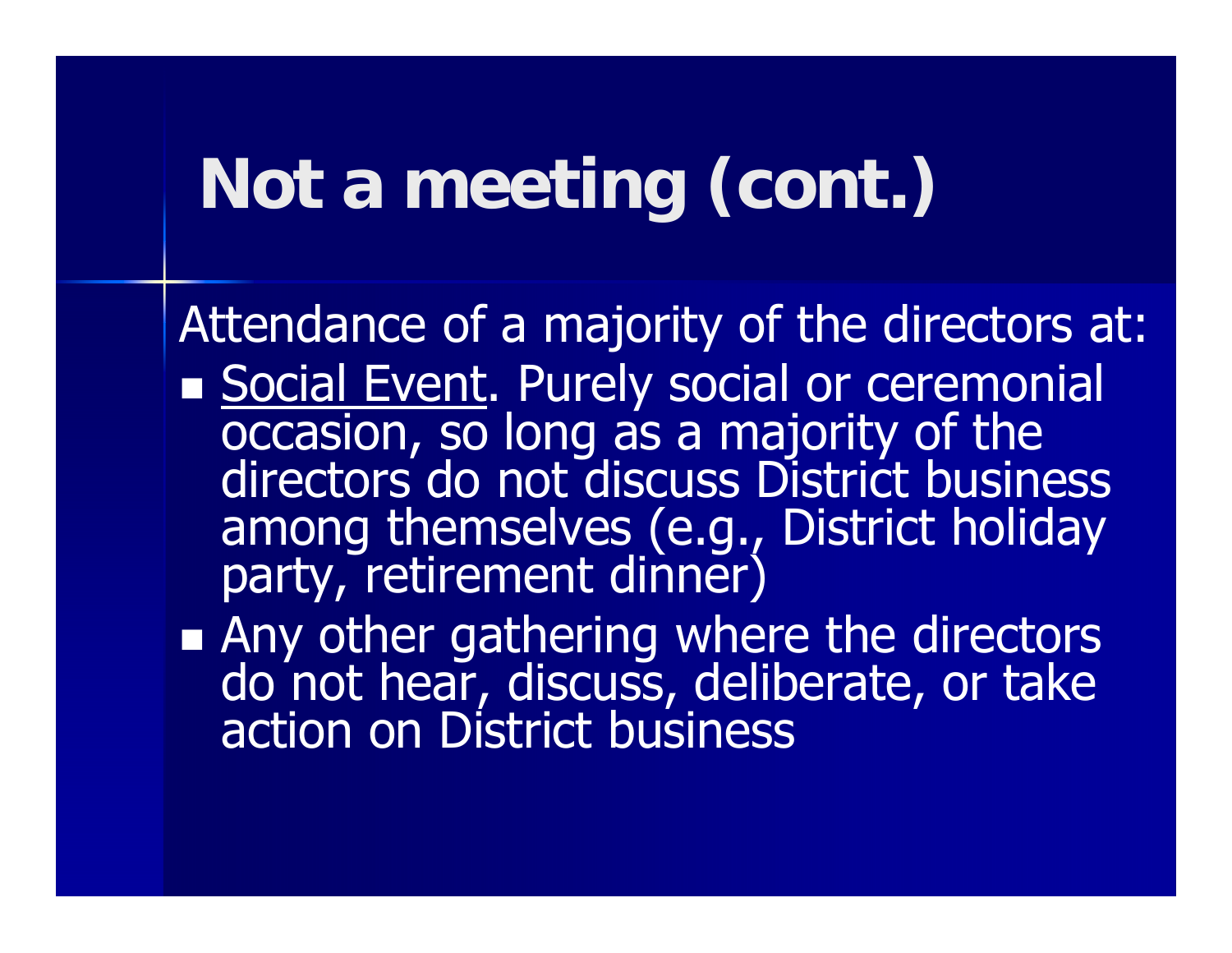# Not a meeting (cont.)

Attendance of a majority of the directors at:

- <u>Social Event</u>. Purely social or ceremonial occasion, so long as a majority of the directors do not discuss District business among themselves (e.g., District holiday party, retirement dinner)
- Any other gathering where the directors do not hear, discuss, deliberate, or take action on District business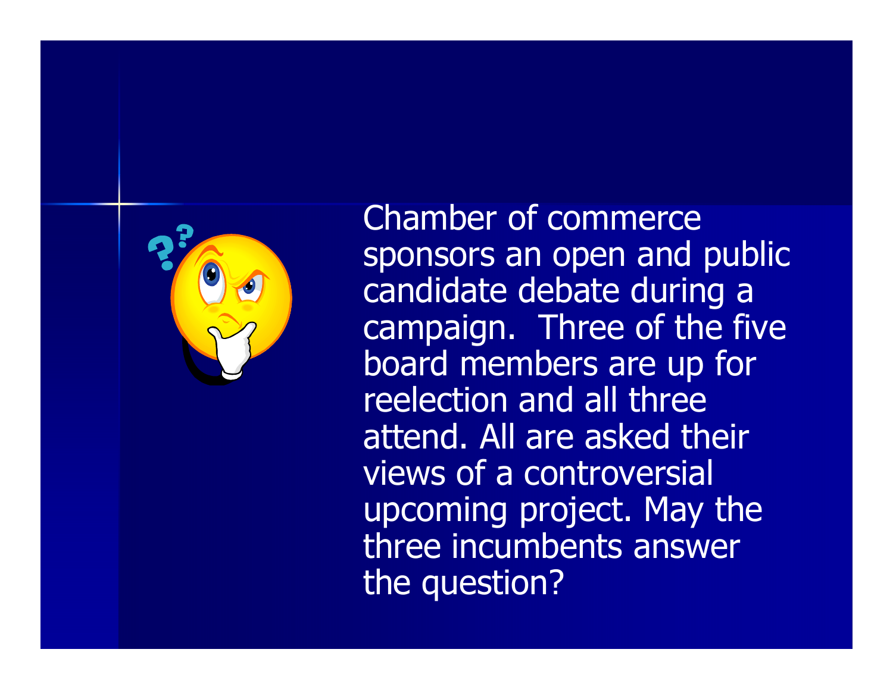Chamber of commerce sponsors an open and public candidate debate during a campaign. Three of the five board members are up for reelection and all three attend. All are asked their views of a controversial upcoming project. May the three incumbents answer the question?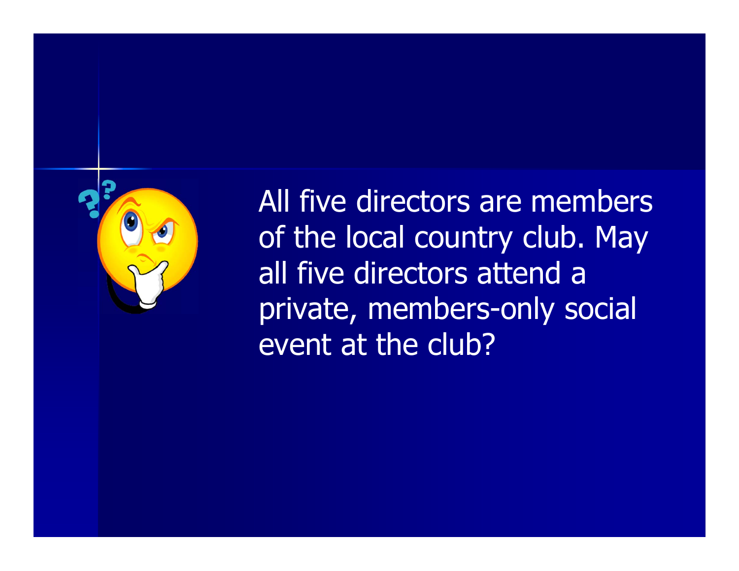All five directors are members of the local country club. May all five directors attend a private, members-only social event at the club?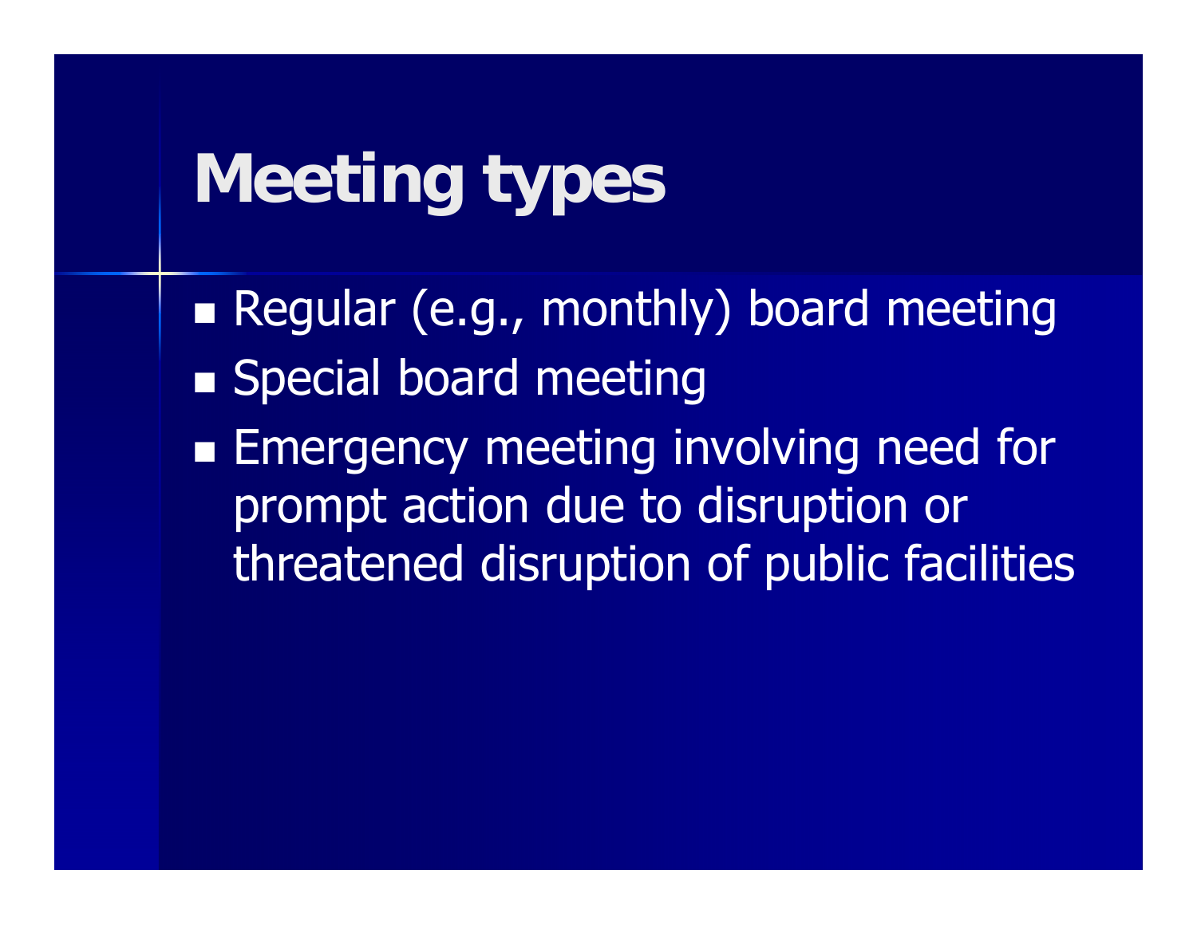# Meeting types

- Regular (e.g., monthly) board meeting
- Special board meeting
- Emergency meeting involving need for prompt action due to disruption or threatened disruption of public facilities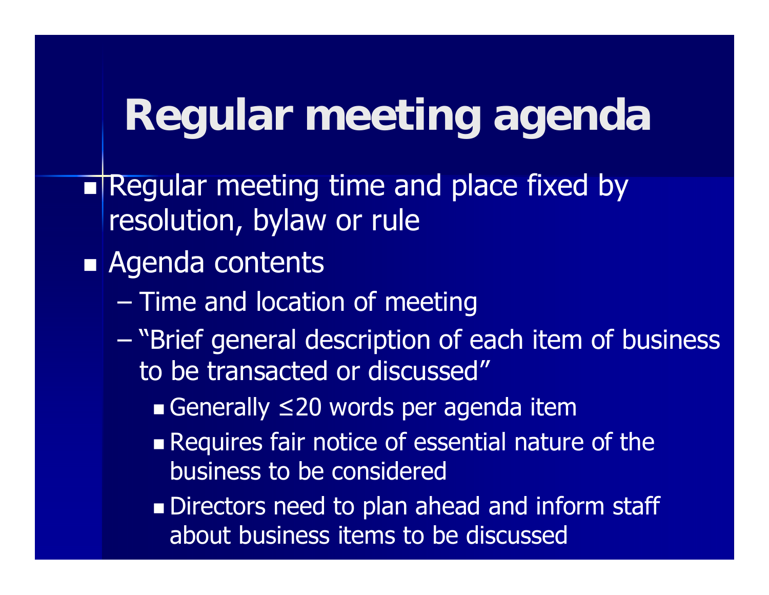# Regular meeting agenda

- Regular meeting time and place fixed by resolution, bylaw or rule
- Agenda contents
  - Time and location of meeting
  - "Brief general description of each item of business to be transacted or discussed"
    - Generally ≤20 words per agenda item
    - Requires fair notice of essential nature of the business to be considered
    - Directors need to plan ahead and inform staff about business items to be discussed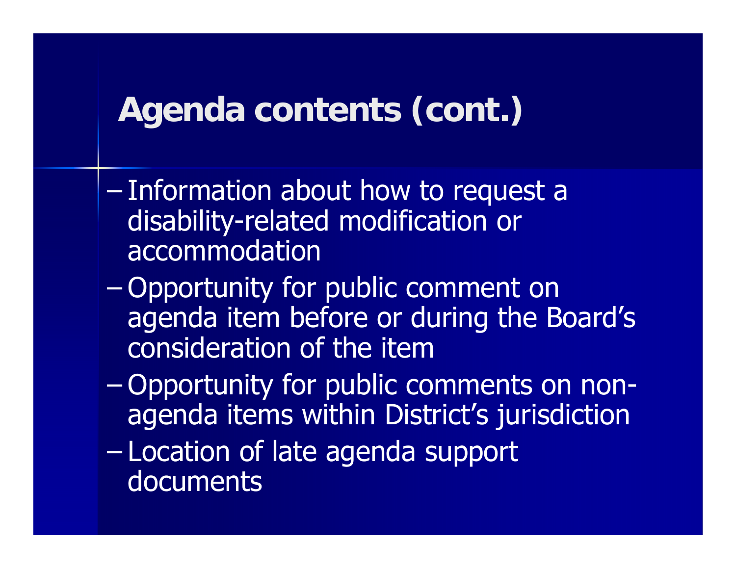# Agenda contents (cont.)

- Information about how to request a disability-related modification or accommodation
- Opportunity for public comment on agenda item before or during the Board's consideration of the item
- Opportunity for public comments on non-agenda items within District's jurisdiction
- Location of late agenda support documents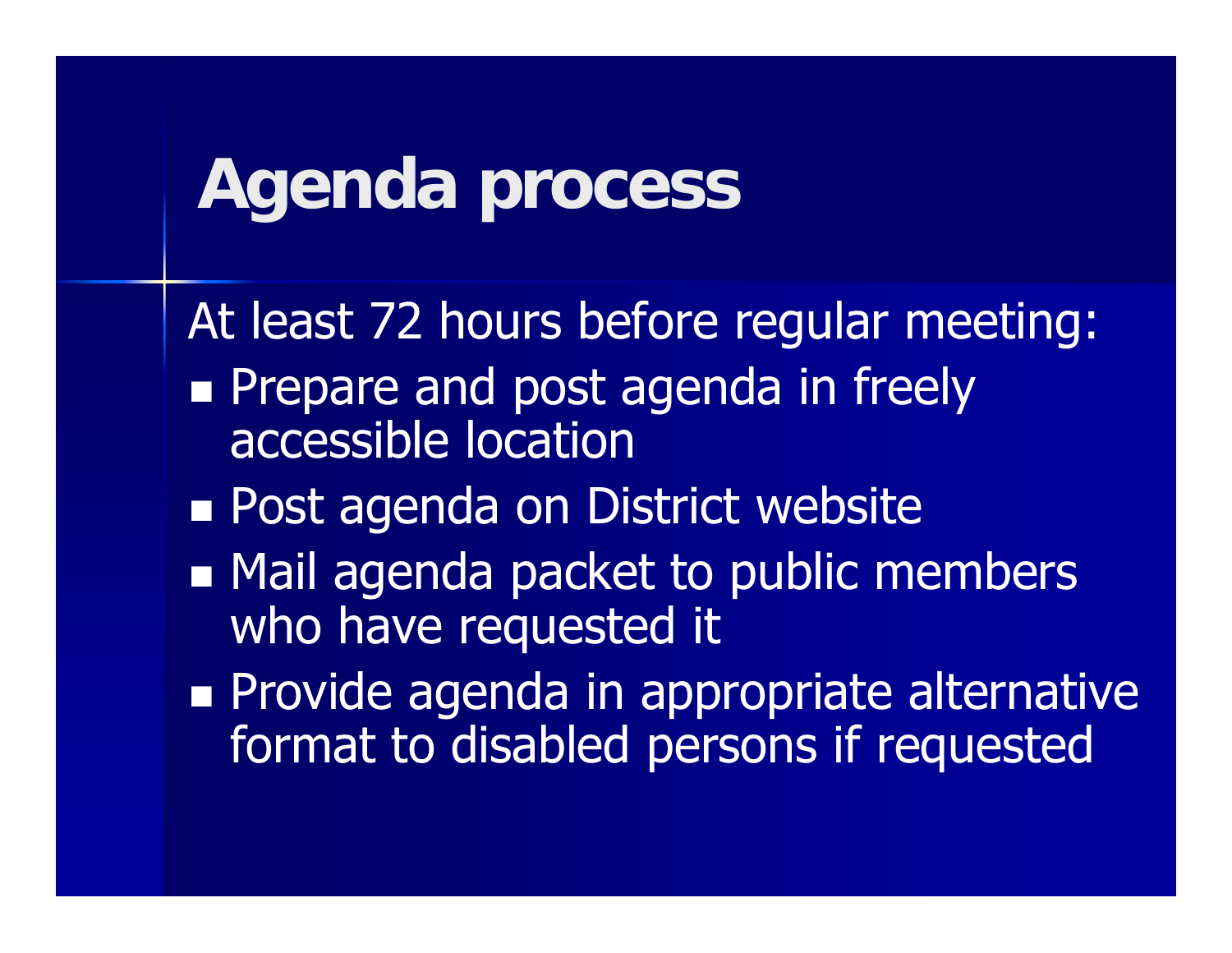# Agenda process

At least 72 hours before regular meeting:

- Prepare and post agenda in freely accessible location
- Post agenda on District website
- Mail agenda packet to public members who have requested it
- Provide agenda in appropriate alternative format to disabled persons if requested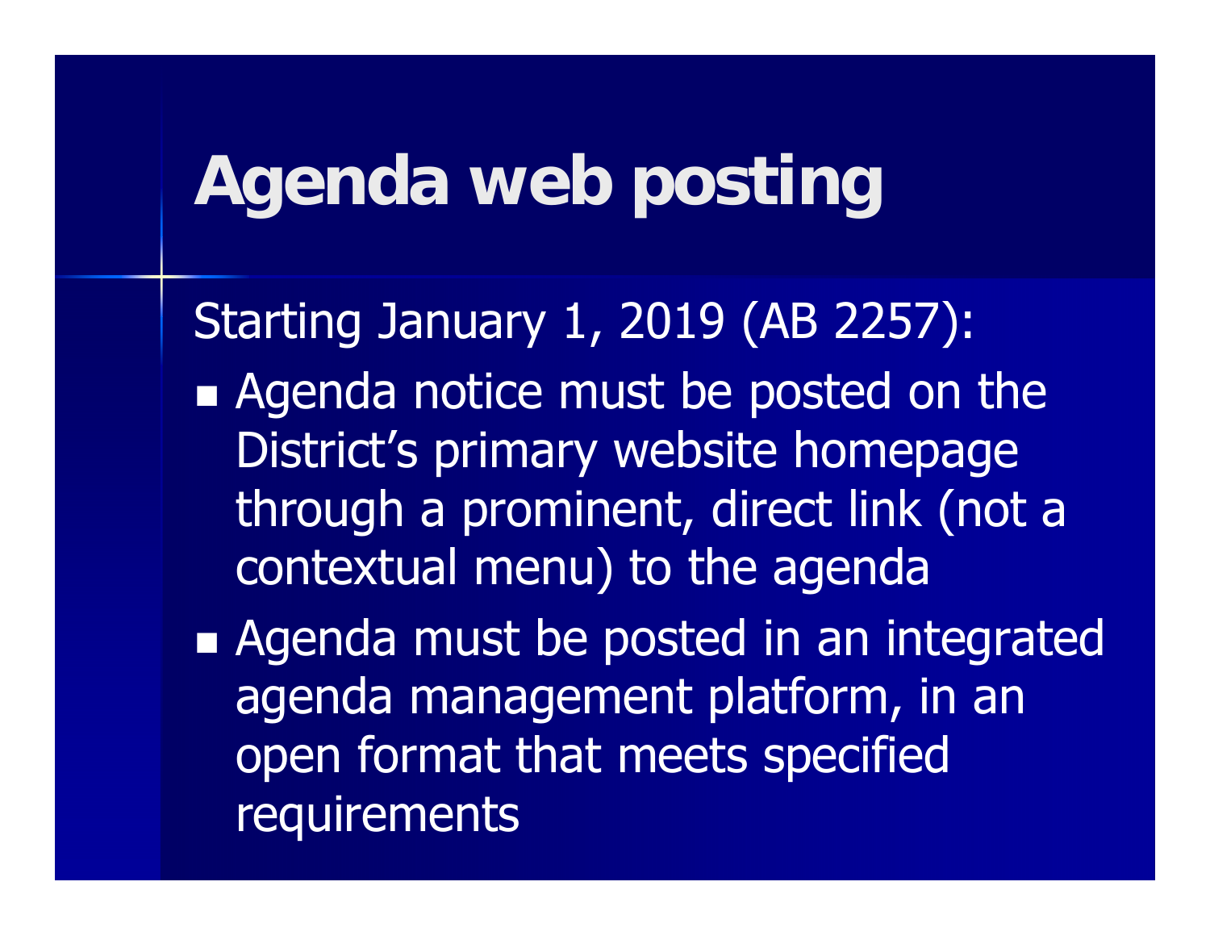# Agenda web posting

Starting January 1, 2019 (AB 2257):

- Agenda notice must be posted on the District's primary website homepage through a prominent, direct link (not a contextual menu) to the agenda
- Agenda must be posted in an integrated agenda management platform, in an open format that meets specified requirements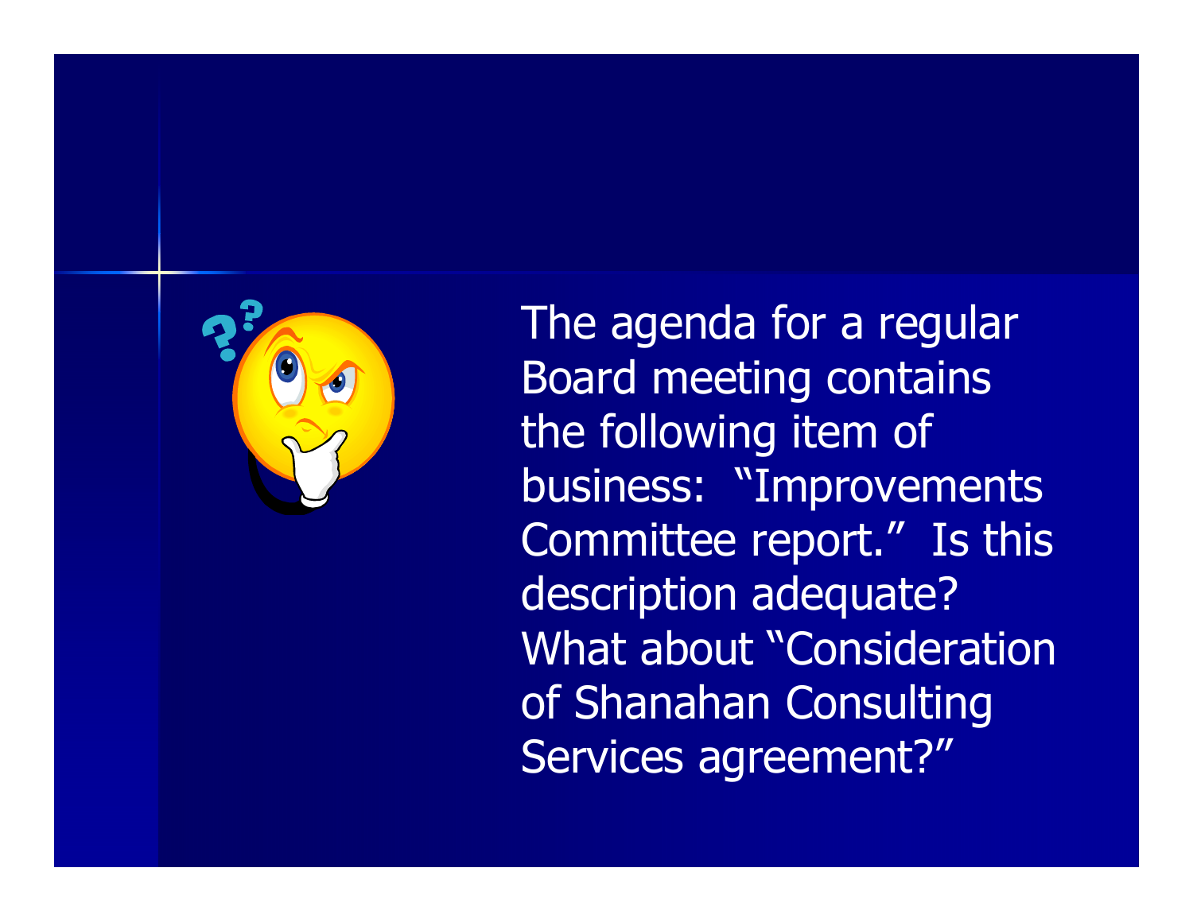The agenda for a regular Board meeting contains the following item of business: "Improvements Committee report." Is this description adequate? What about "Consideration of Shanahan Consulting Services agreement?"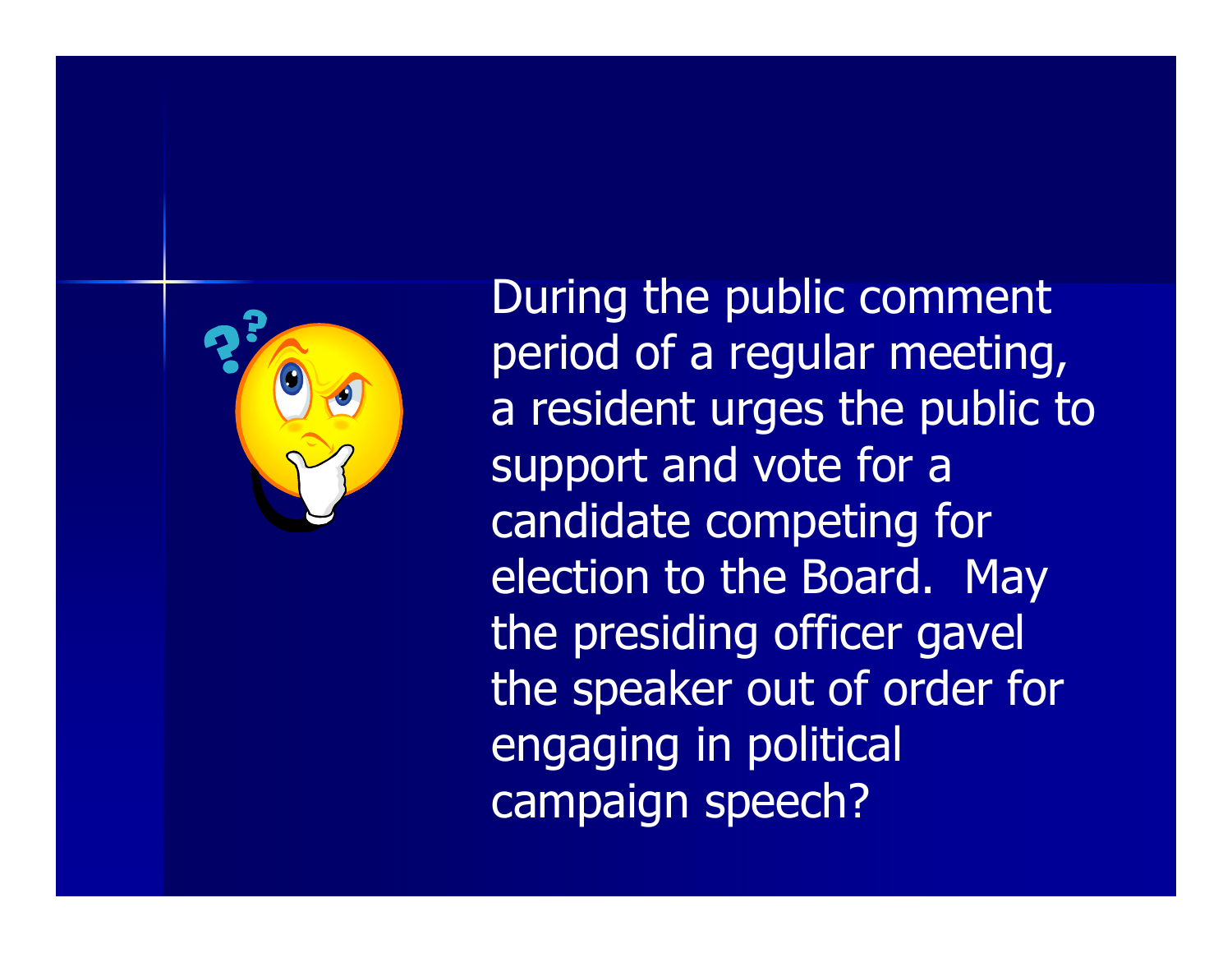During the public comment period of a regular meeting, a resident urges the public to support and vote for a candidate competing for election to the Board. May the presiding officer gavel the speaker out of order for engaging in political campaign speech?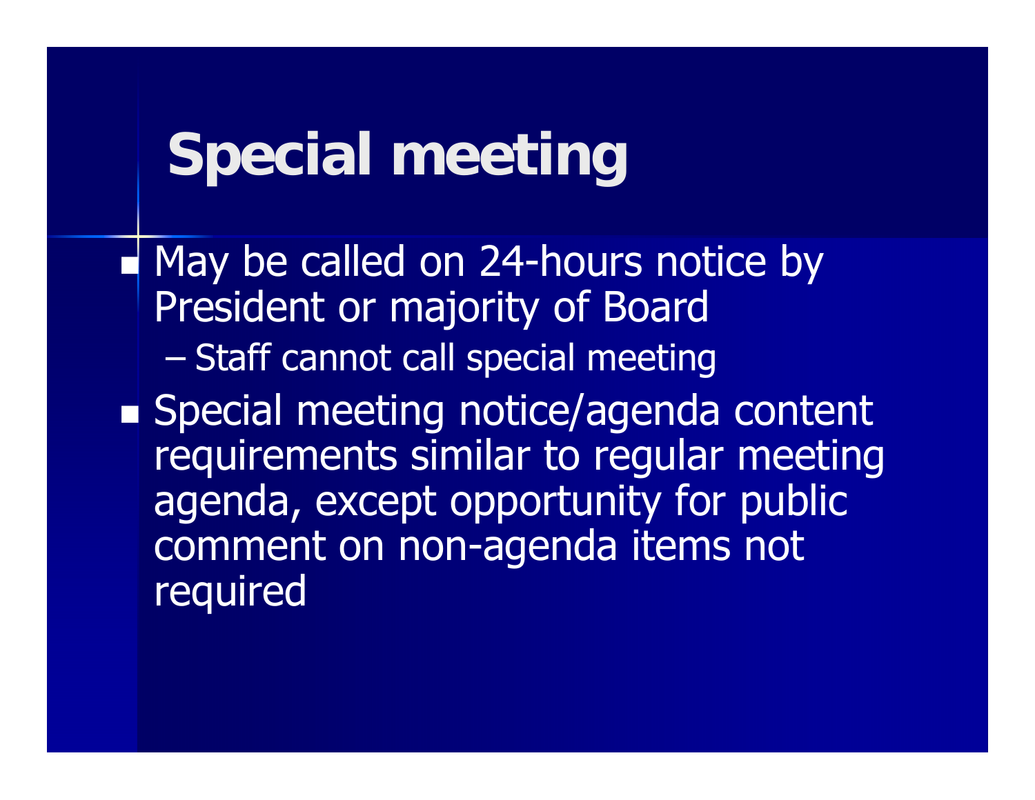# Special meeting

- May be called on 24-hours notice by President or majority of Board
  - Staff cannot call special meeting
- Special meeting notice/agenda content requirements similar to regular meeting agenda, except opportunity for public comment on non-agenda items not required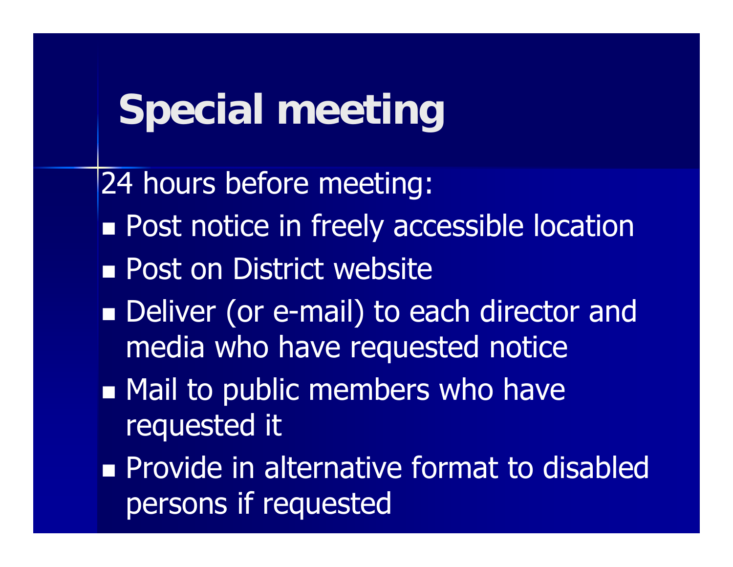# Special meeting

24 hours before meeting:

- Post notice in freely accessible location
- Post on District website
- Deliver (or e-mail) to each director and media who have requested notice
- Mail to public members who have requested it
- Provide in alternative format to disabled persons if requested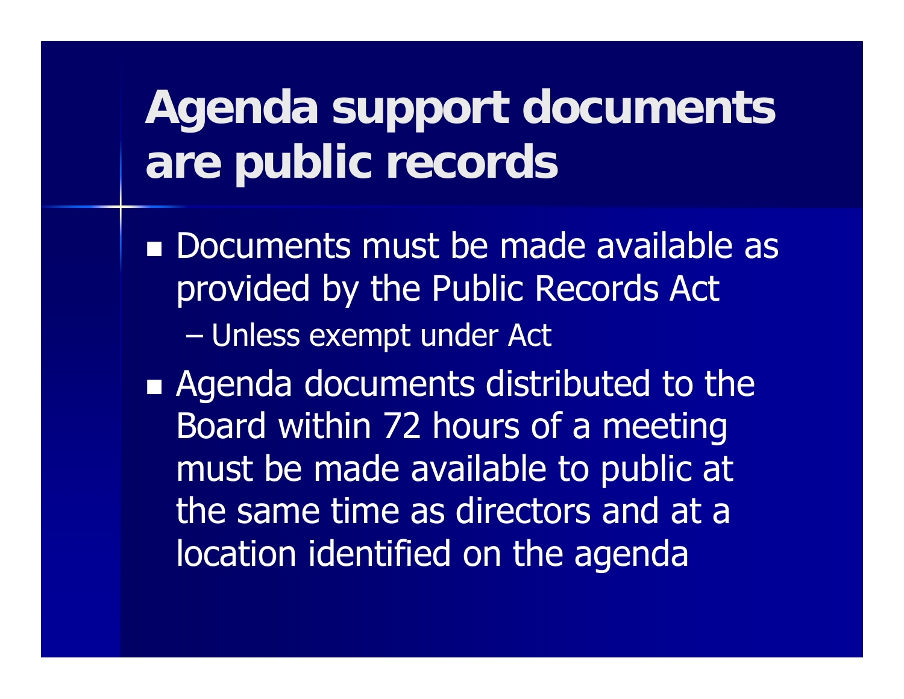# Agenda support documents are public records

- Documents must be made available as provided by the Public Records Act
  - Unless exempt under Act
- Agenda documents distributed to the Board within 72 hours of a meeting must be made available to public at the same time as directors and at a location identified on the agenda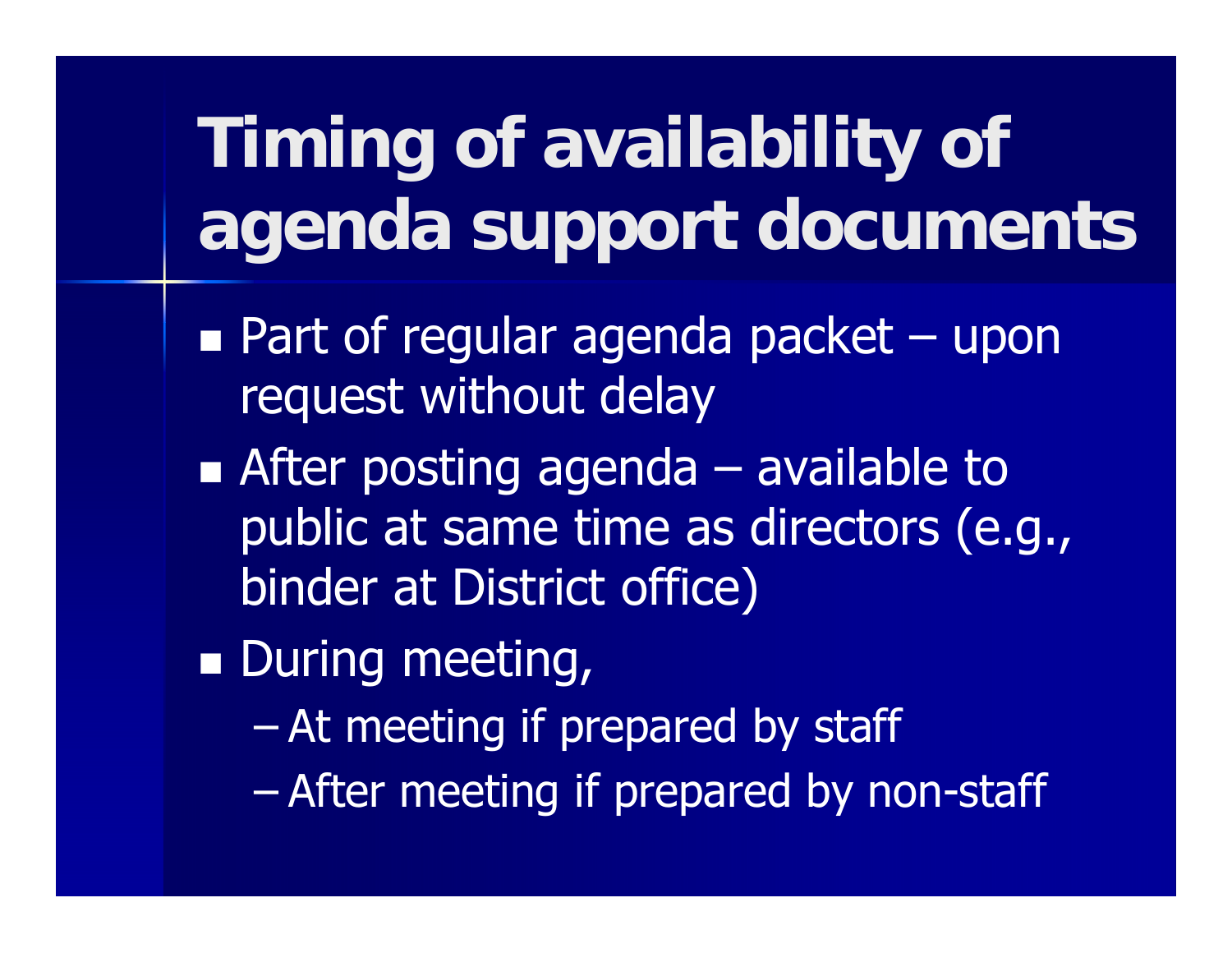# Timing of availability of agenda support documents

- Part of regular agenda packet – upon request without delay
- After posting agenda – available to public at same time as directors (e.g., binder at District office)
- During meeting,
  - At meeting if prepared by staff
  - After meeting if prepared by non-staff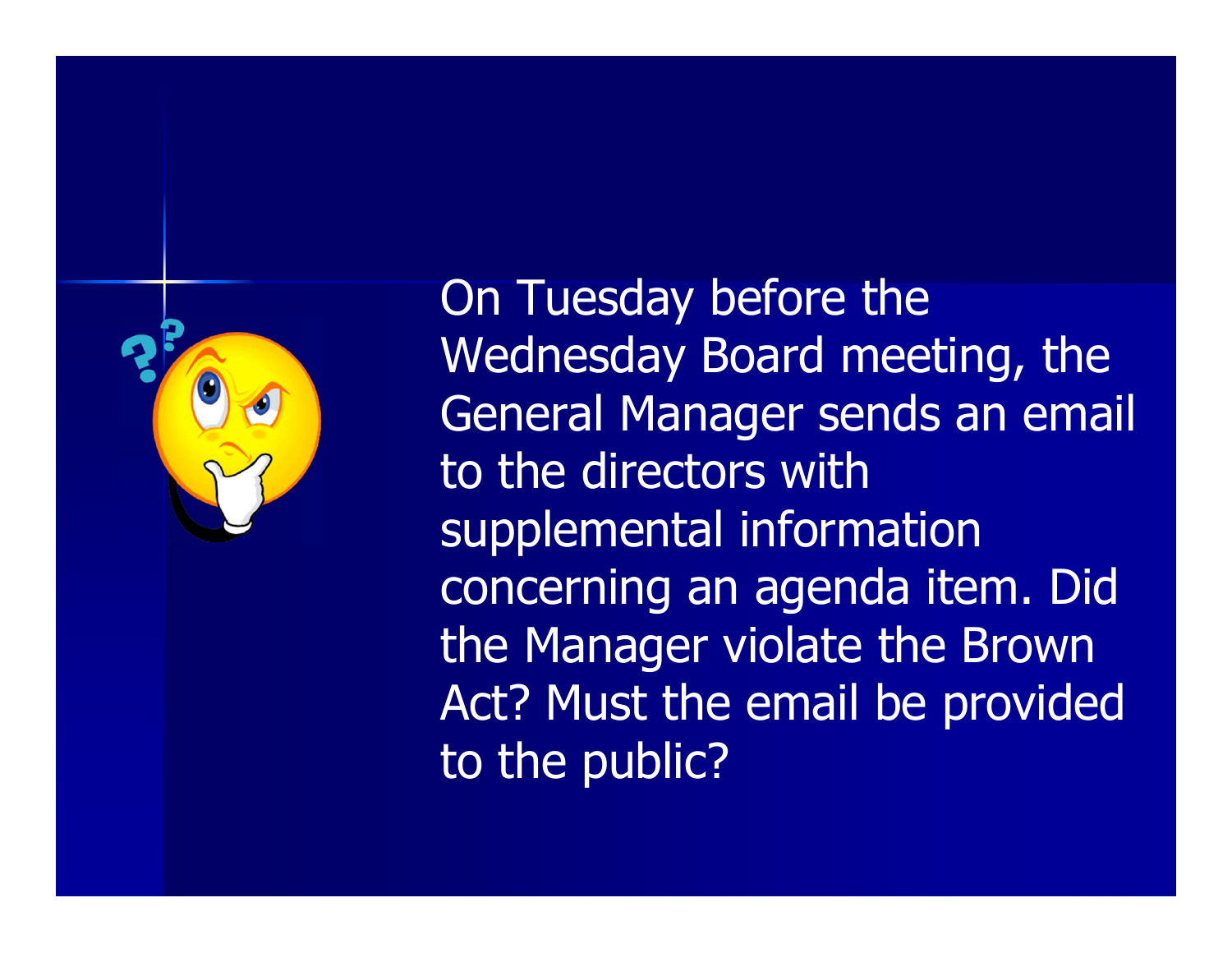On Tuesday before the Wednesday Board meeting, the General Manager sends an email to the directors with supplemental information concerning an agenda item. Did the Manager violate the Brown Act? Must the email be provided to the public?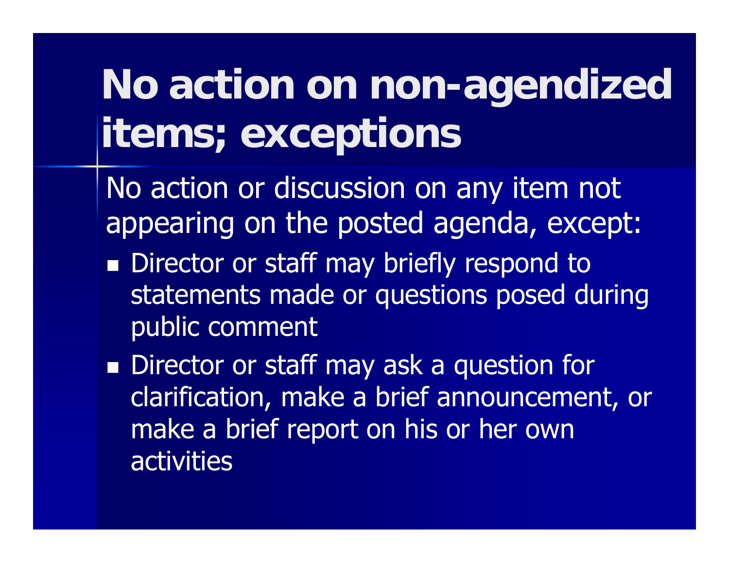# No action on non-agendized items; exceptions

No action or discussion on any item not appearing on the posted agenda, except:

- Director or staff may briefly respond to statements made or questions posed during public comment
- Director or staff may ask a question for clarification, make a brief announcement, or make a brief report on his or her own activities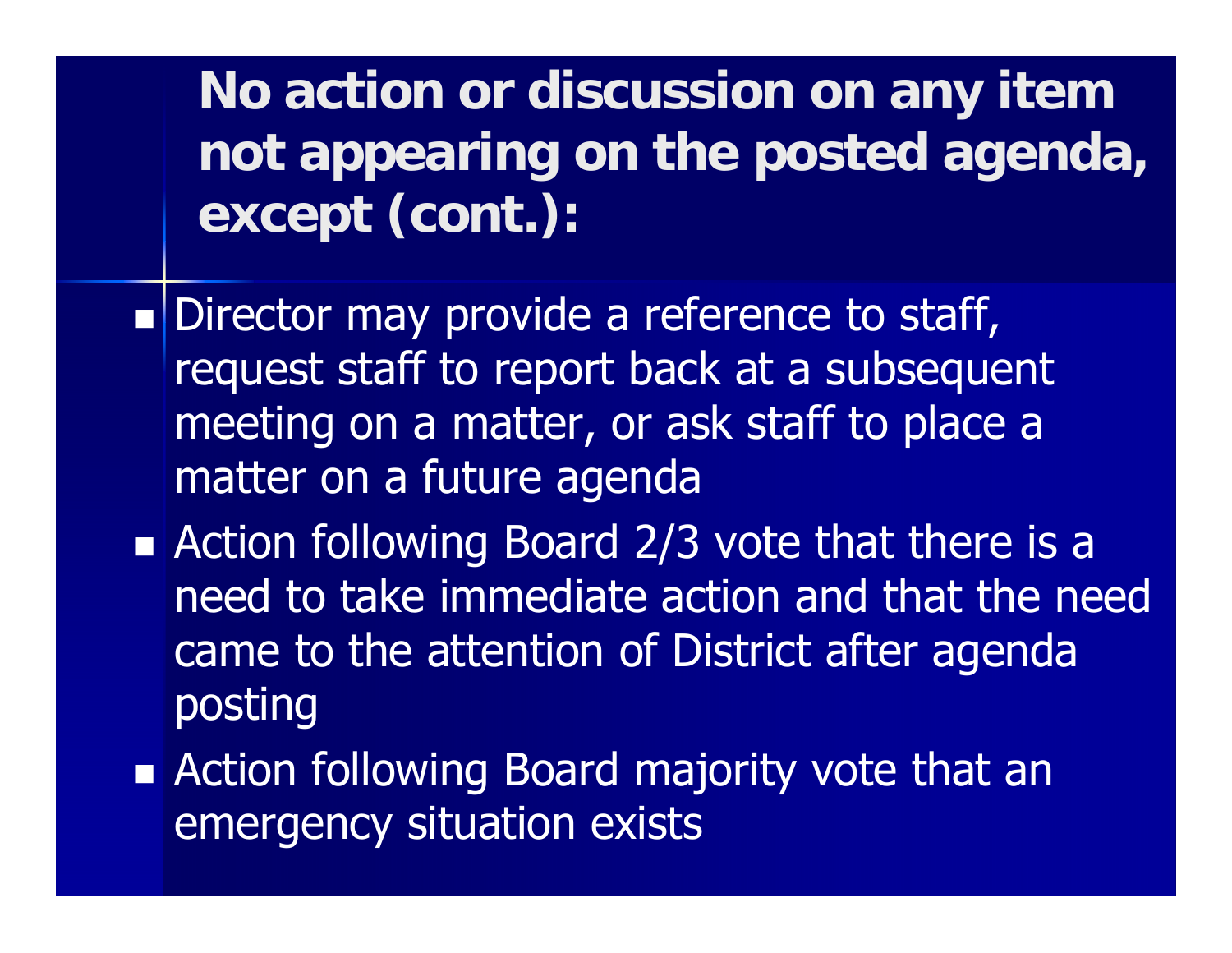# No action or discussion on any item not appearing on the posted agenda, except (cont.):

- Director may provide a reference to staff, request staff to report back at a subsequent meeting on a matter, or ask staff to place a matter on a future agenda
- Action following Board 2/3 vote that there is a need to take immediate action and that the need came to the attention of District after agenda posting
- Action following Board majority vote that an emergency situation exists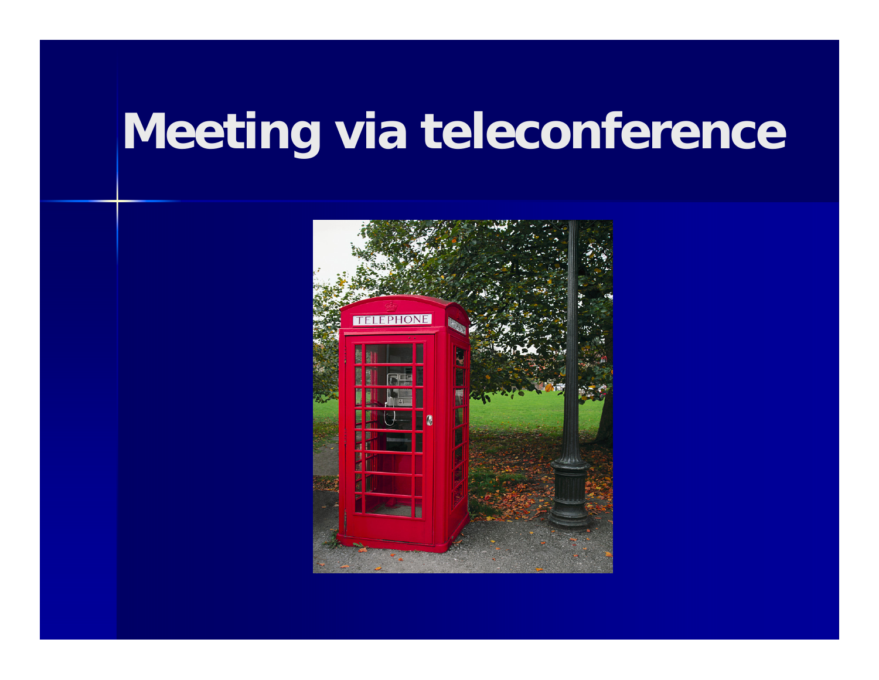# Meeting via teleconference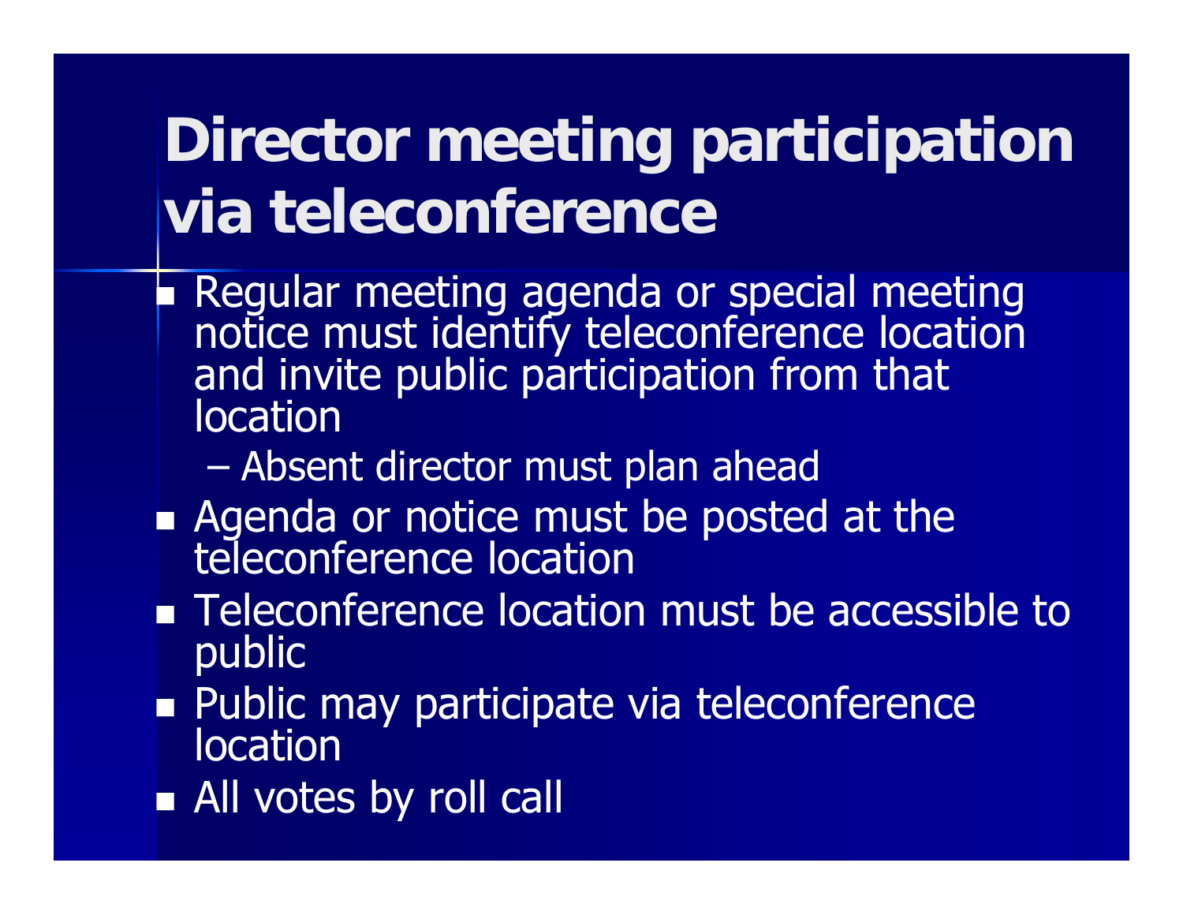# Director meeting participation via teleconference

- Regular meeting agenda or special meeting notice must identify teleconference location and invite public participation from that location
  - Absent director must plan ahead
- Agenda or notice must be posted at the teleconference location
- Teleconference location must be accessible to public
- Public may participate via teleconference location
- All votes by roll call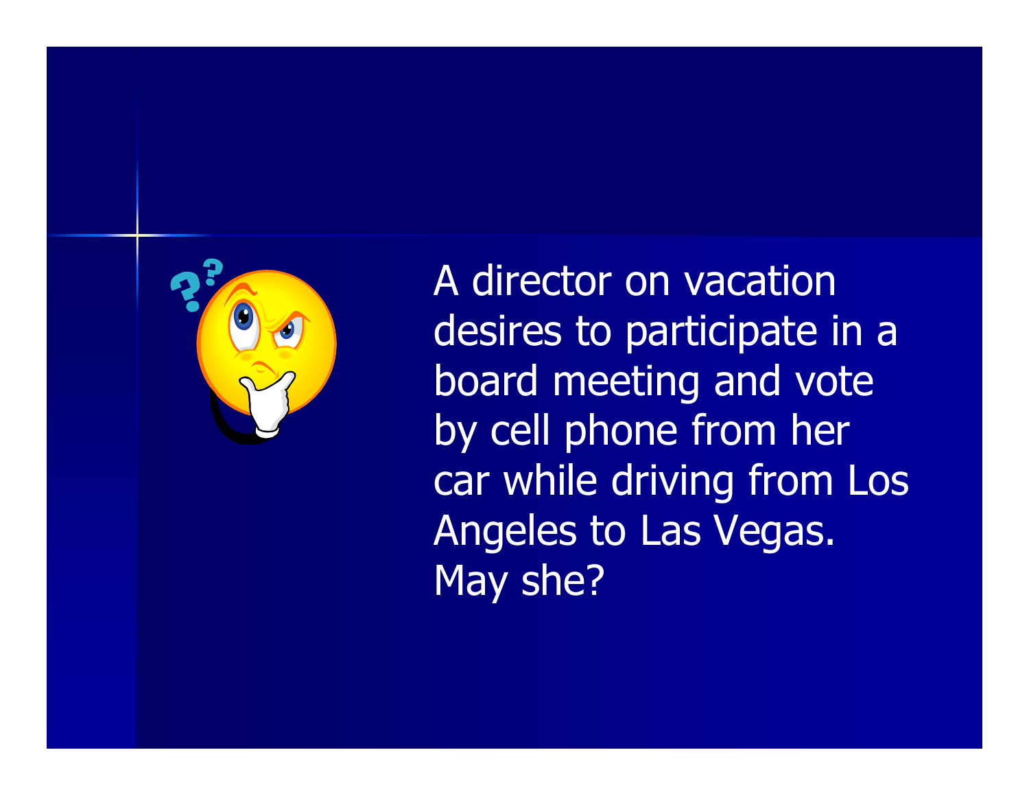A director on vacation desires to participate in a board meeting and vote by cell phone from her car while driving from Los Angeles to Las Vegas. May she?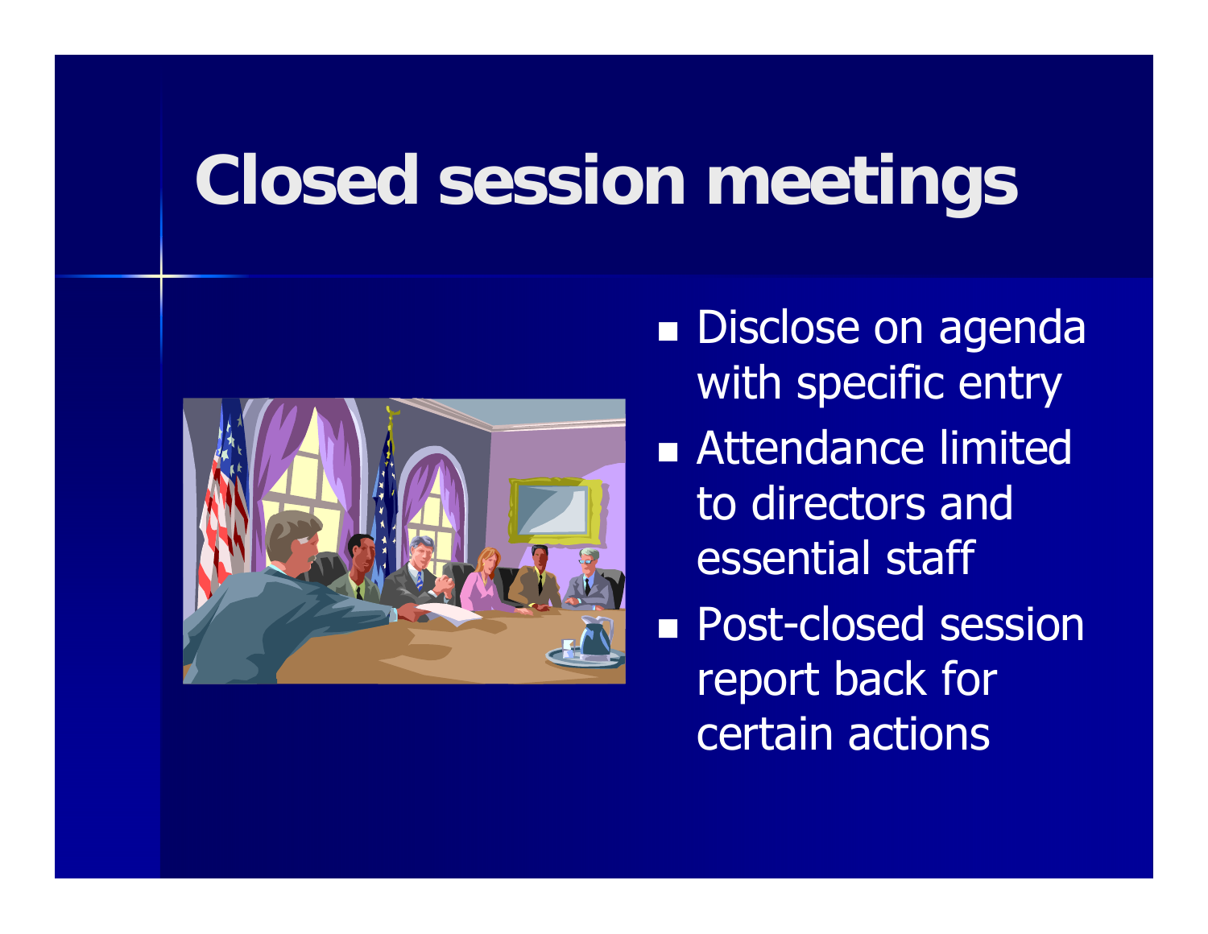# Closed session meetings

- Disclose on agenda with specific entry
- Attendance limited to directors and essential staff
- Post-closed session report back for certain actions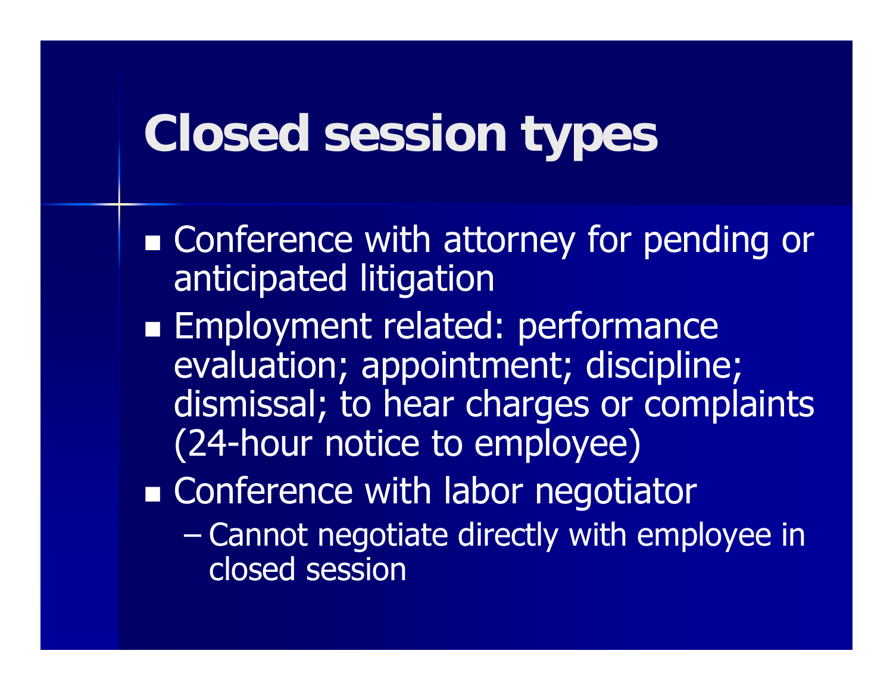# Closed session types

- Conference with attorney for pending or anticipated litigation
- Employment related: performance evaluation; appointment; discipline; dismissal; to hear charges or complaints (24-hour notice to employee)
- Conference with labor negotiator
  - Cannot negotiate directly with employee in closed session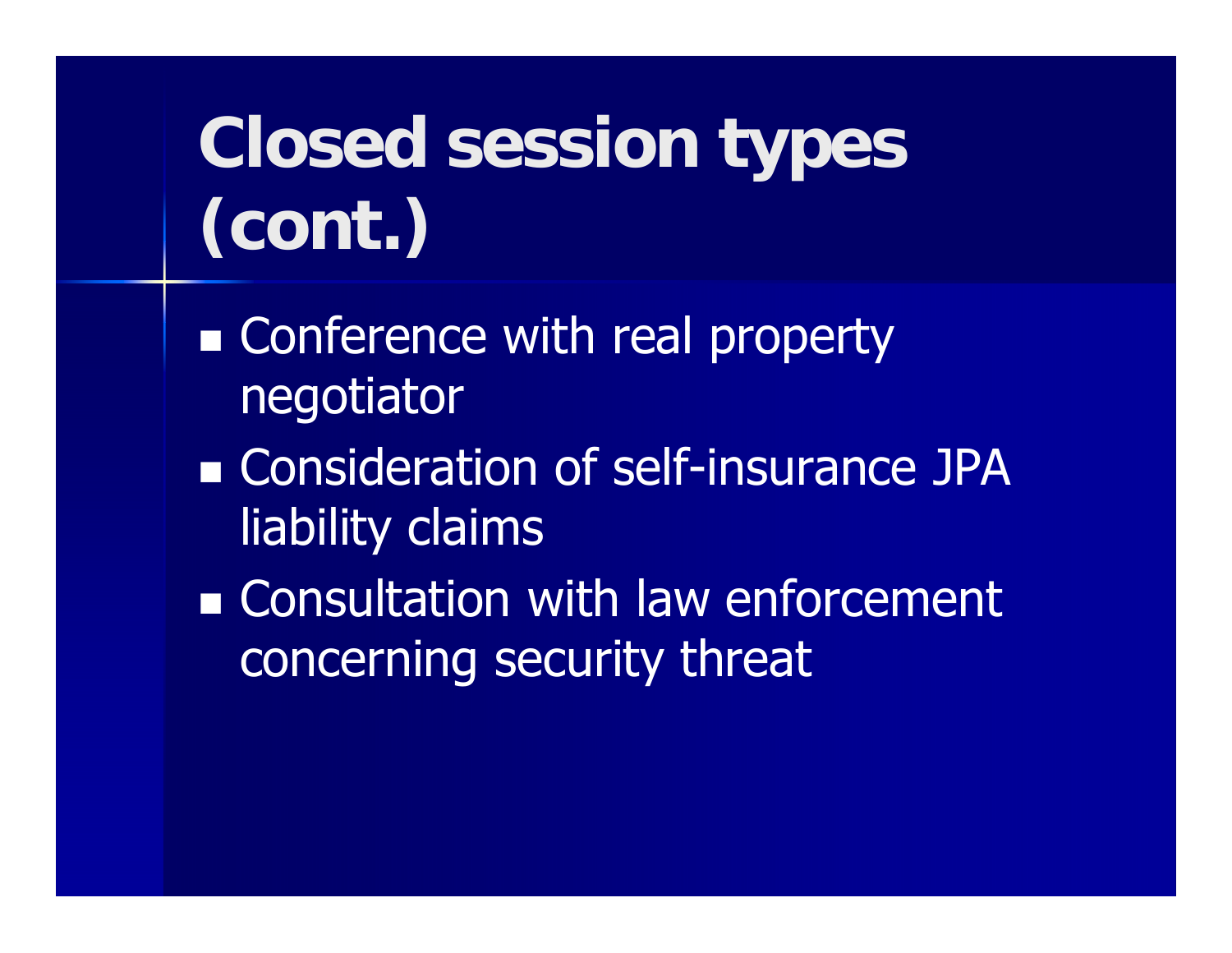# Closed session types (cont.)

- Conference with real property negotiator
- Consideration of self-insurance JPA liability claims
- Consultation with law enforcement concerning security threat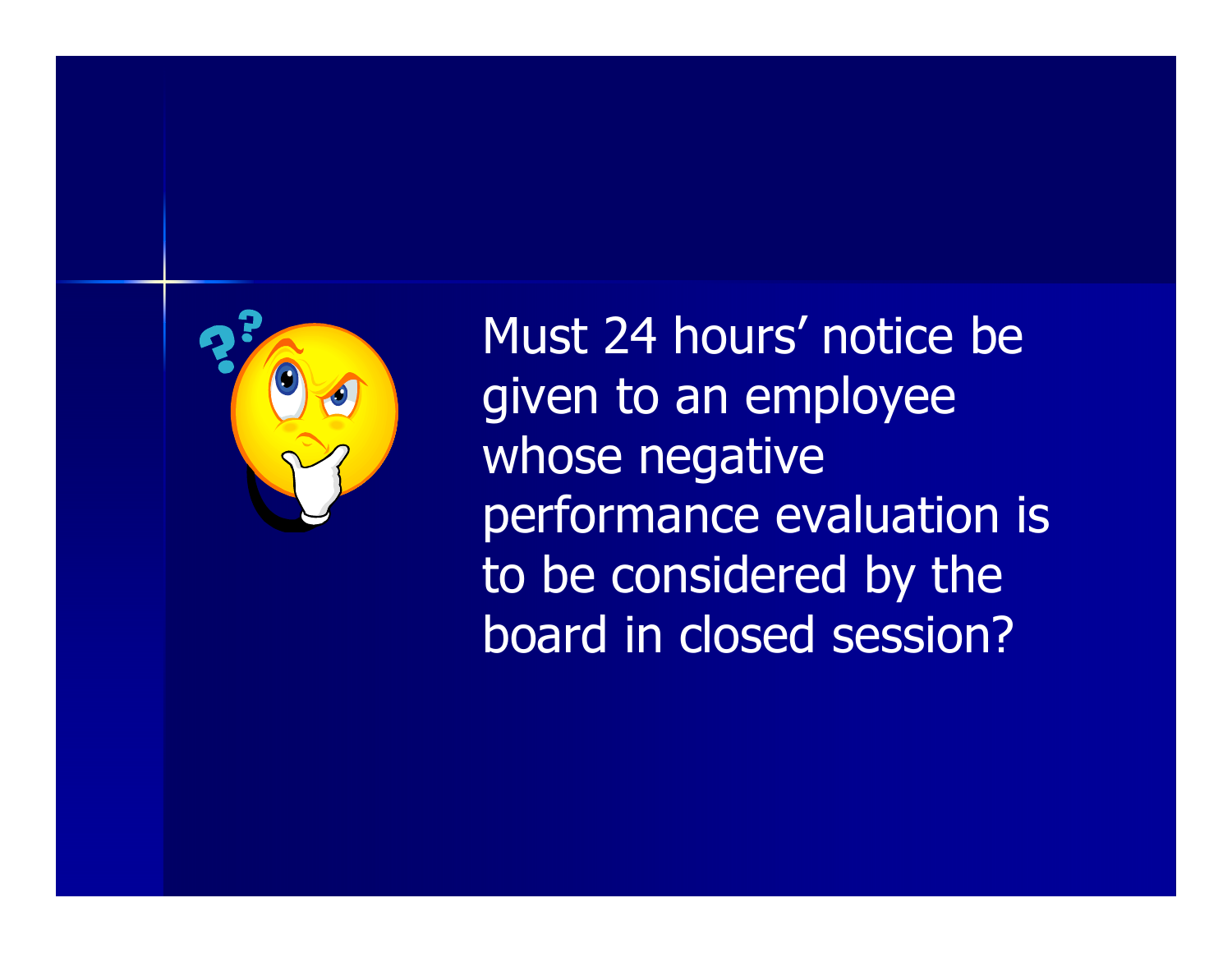Must 24 hours' notice be given to an employee whose negative performance evaluation is to be considered by the board in closed session?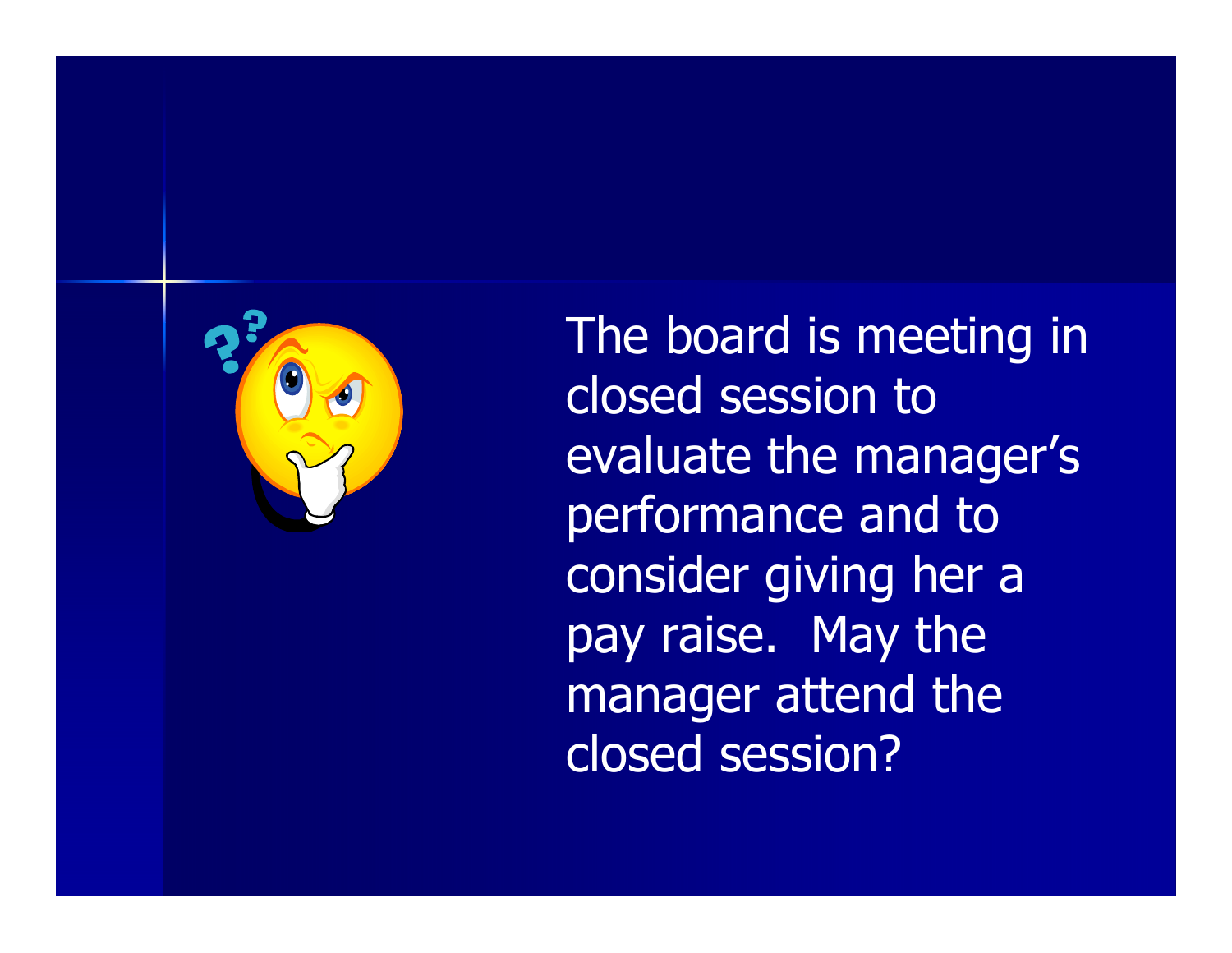The board is meeting in closed session to evaluate the manager's performance and to consider giving her a pay raise. May the manager attend the closed session?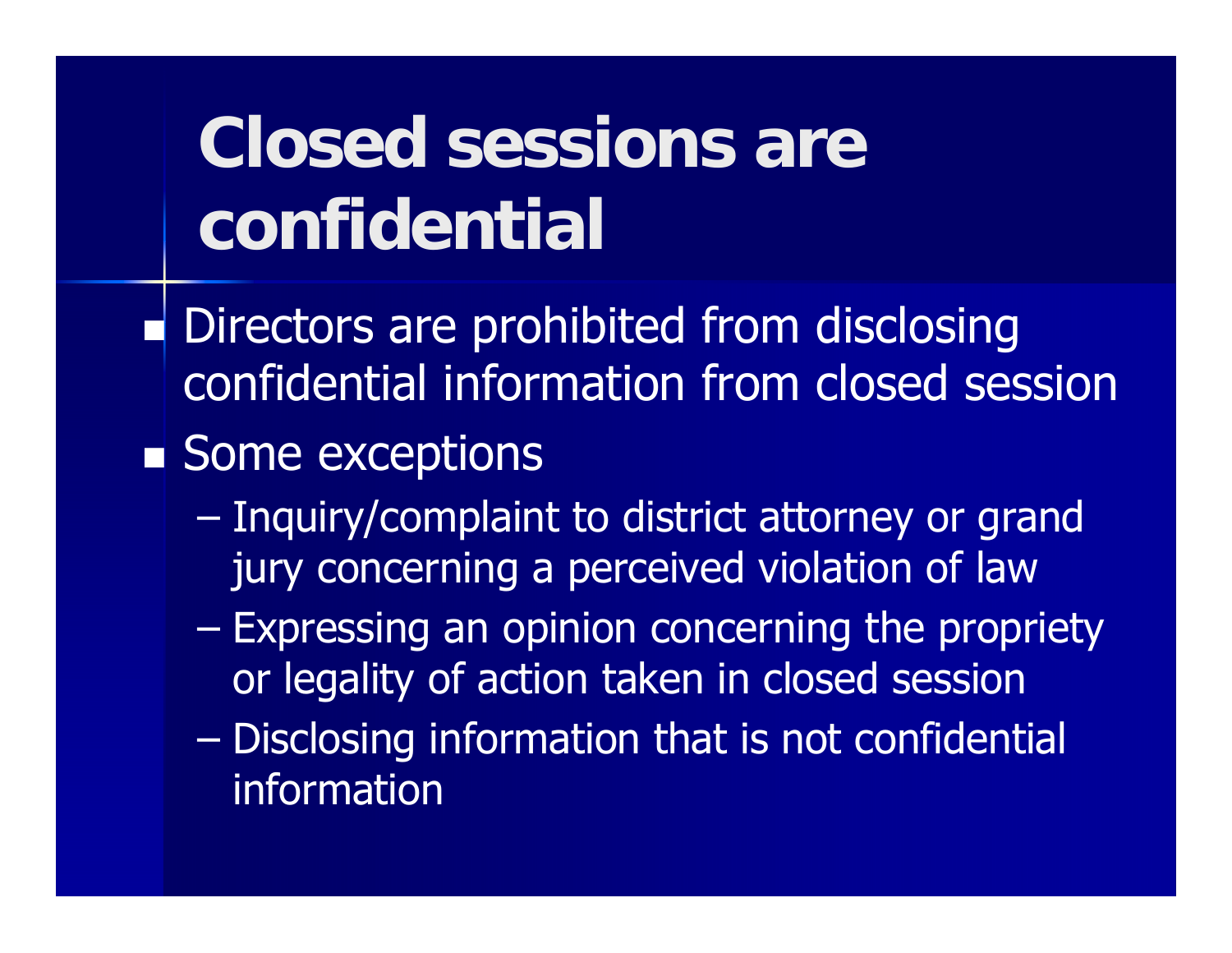# Closed sessions are confidential

- Directors are prohibited from disclosing confidential information from closed session
- Some exceptions
  - Inquiry/complaint to district attorney or grand jury concerning a perceived violation of law
  - Expressing an opinion concerning the propriety or legality of action taken in closed session
  - Disclosing information that is not confidential information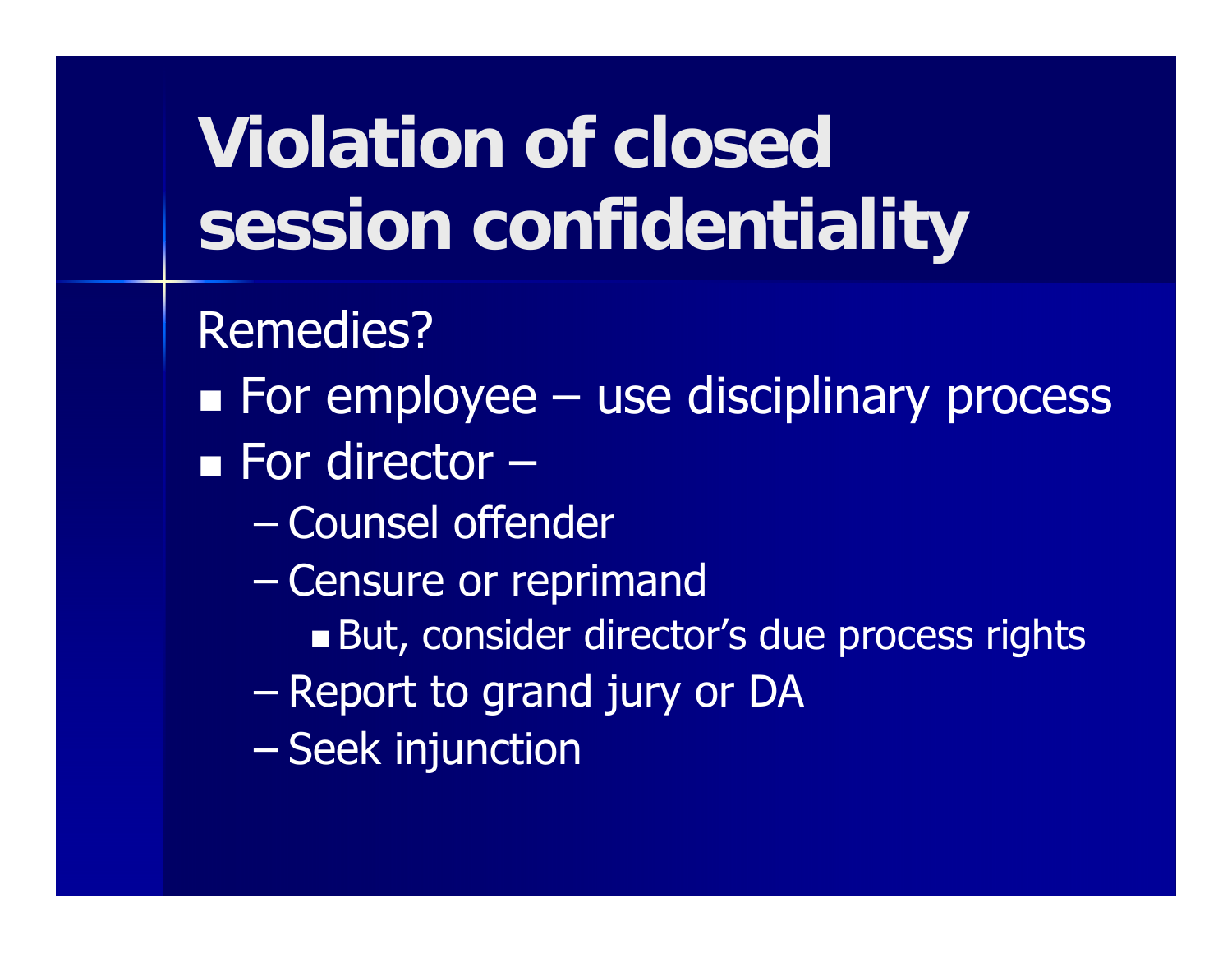# Violation of closed session confidentiality

Remedies?

- For employee – use disciplinary process
- For director –
  - Counsel offender
  - Censure or reprimand
    - But, consider director's due process rights
  - Report to grand jury or DA
  - Seek injunction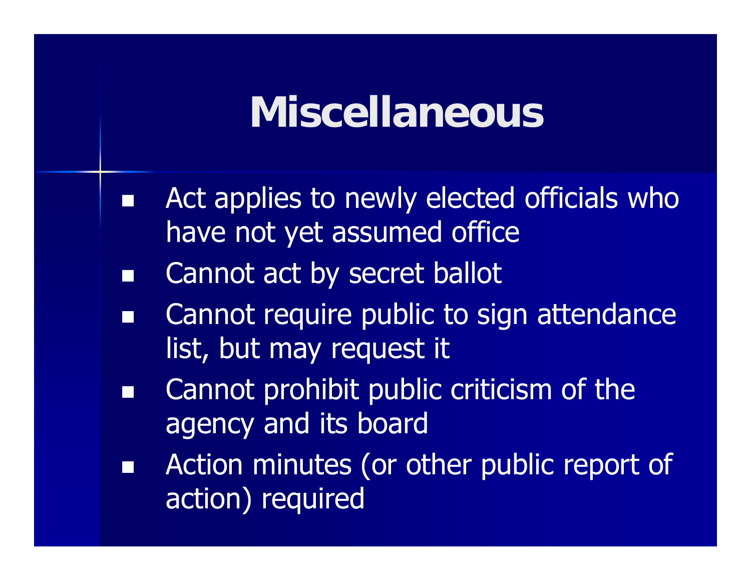# Miscellaneous

- Act applies to newly elected officials who have not yet assumed office
- Cannot act by secret ballot
- Cannot require public to sign attendance list, but may request it
- Cannot prohibit public criticism of the agency and its board
- Action minutes (or other public report of action) required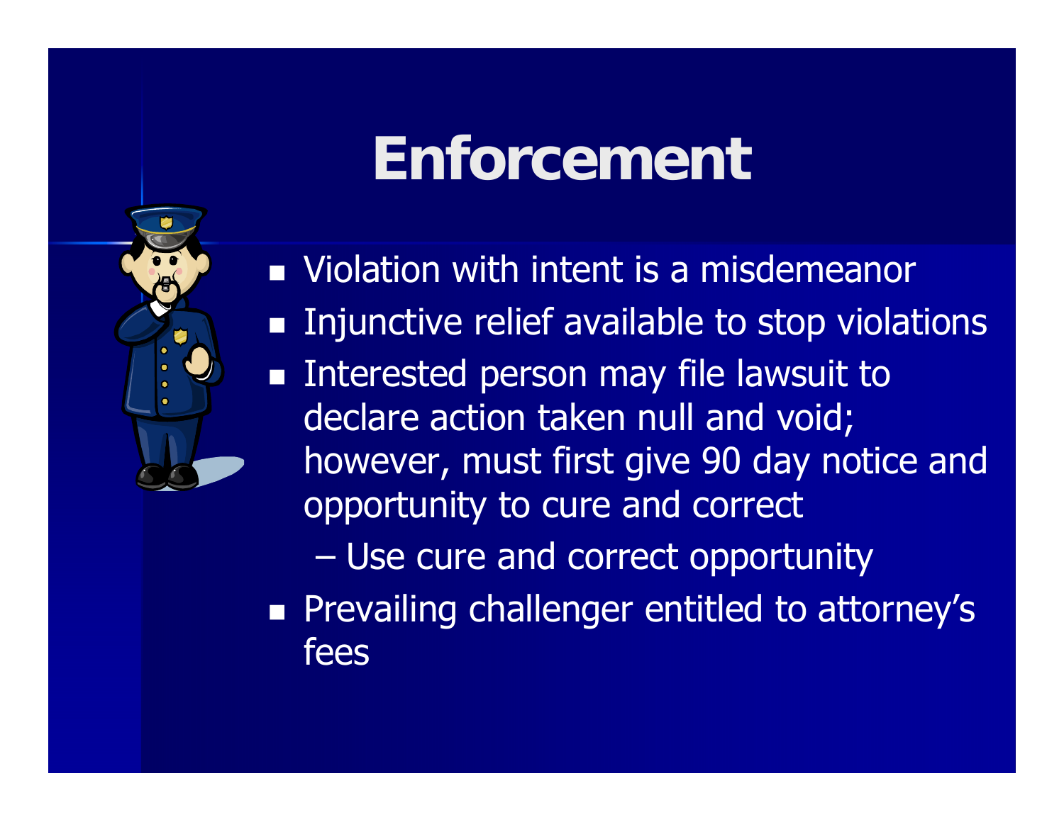# Enforcement

- Violation with intent is a misdemeanor
- Injunctive relief available to stop violations
- Interested person may file lawsuit to declare action taken null and void; however, must first give 90 day notice and opportunity to cure and correct
  - Use cure and correct opportunity
- Prevailing challenger entitled to attorney's fees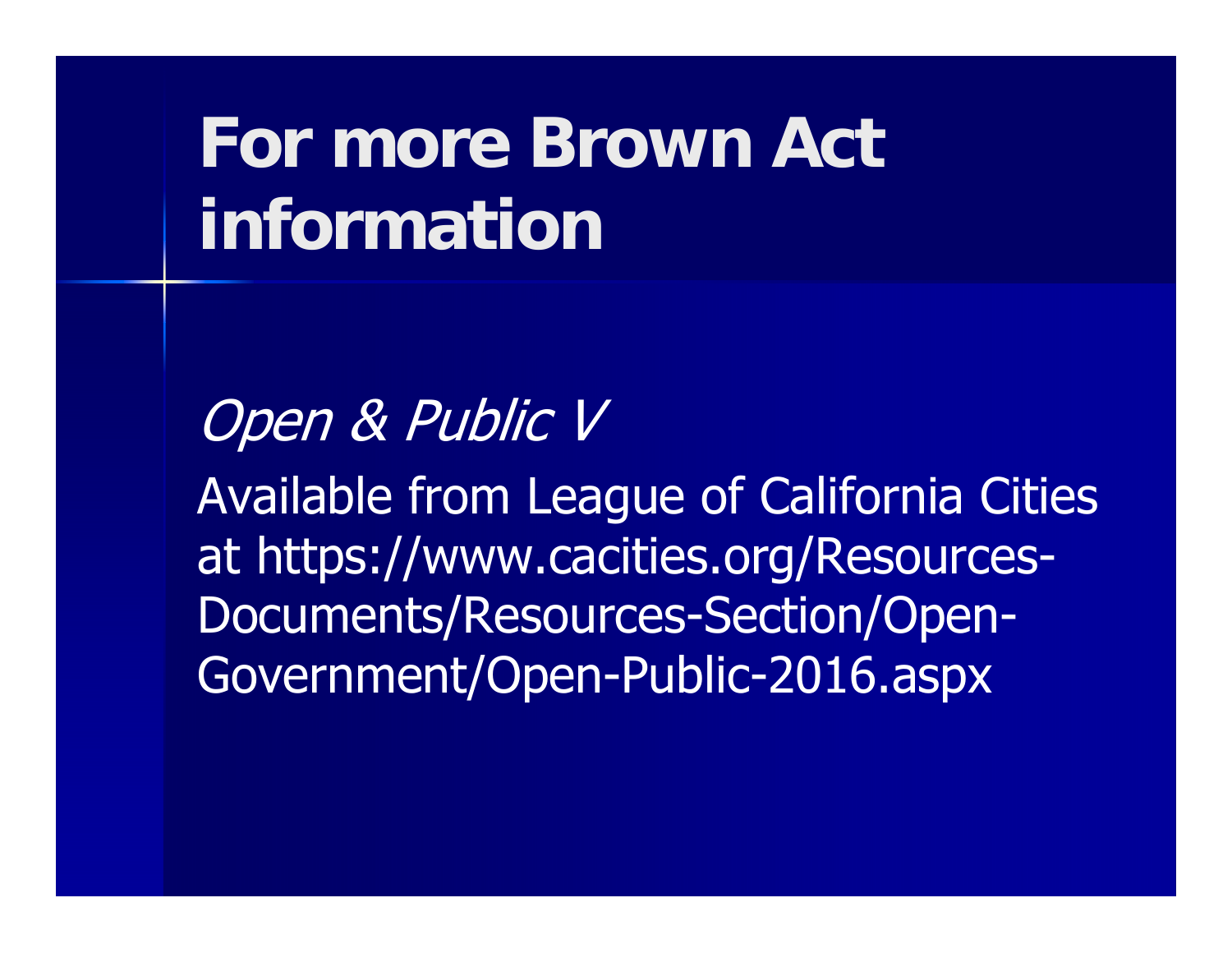# For more Brown Act information

*Open & Public V*

Available from League of California Cities at https://www.cacities.org/Resources-Documents/Resources-Section/Open-Government/Open-Public-2016.aspx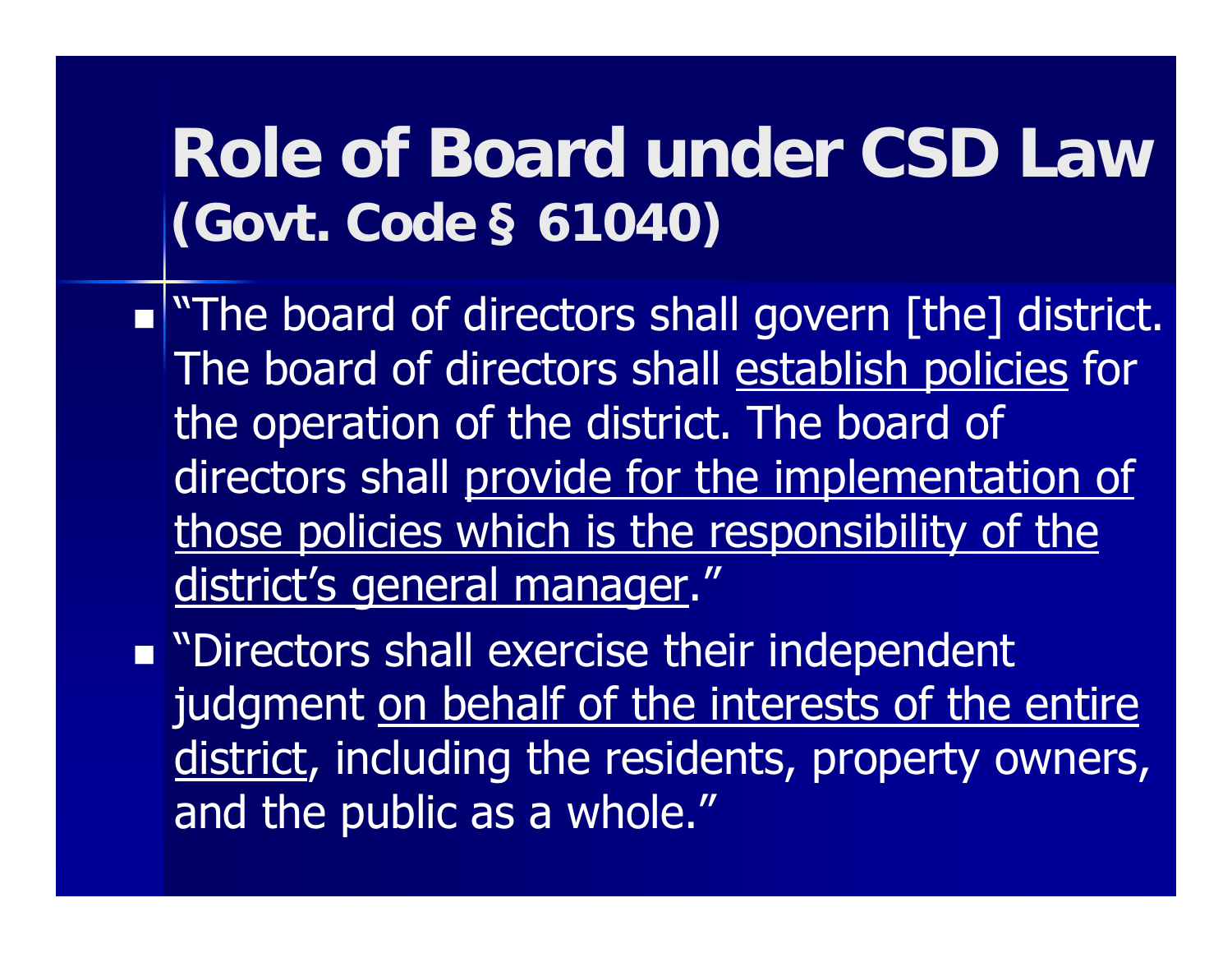# Role of Board under CSD Law (Govt. Code § 61040)

- "The board of directors shall govern [the] district. The board of directors shall <u>establish policies</u> for the operation of the district. The board of directors shall <u>provide for the implementation of those policies which is the responsibility of the district's general manager</u>."
- "Directors shall exercise their independent judgment <u>on behalf of the interests of the entire district</u>, including the residents, property owners, and the public as a whole."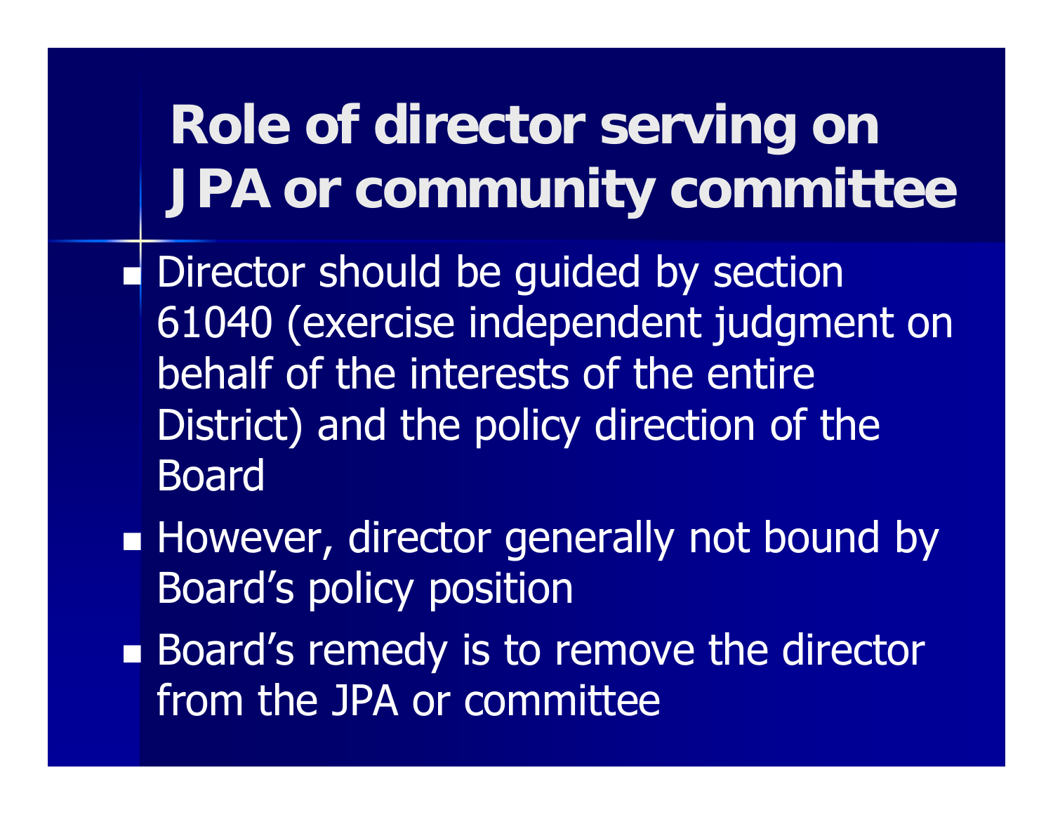# Role of director serving on JPA or community committee

- Director should be guided by section 61040 (exercise independent judgment on behalf of the interests of the entire District) and the policy direction of the Board
- However, director generally not bound by Board's policy position
- Board's remedy is to remove the director from the JPA or committee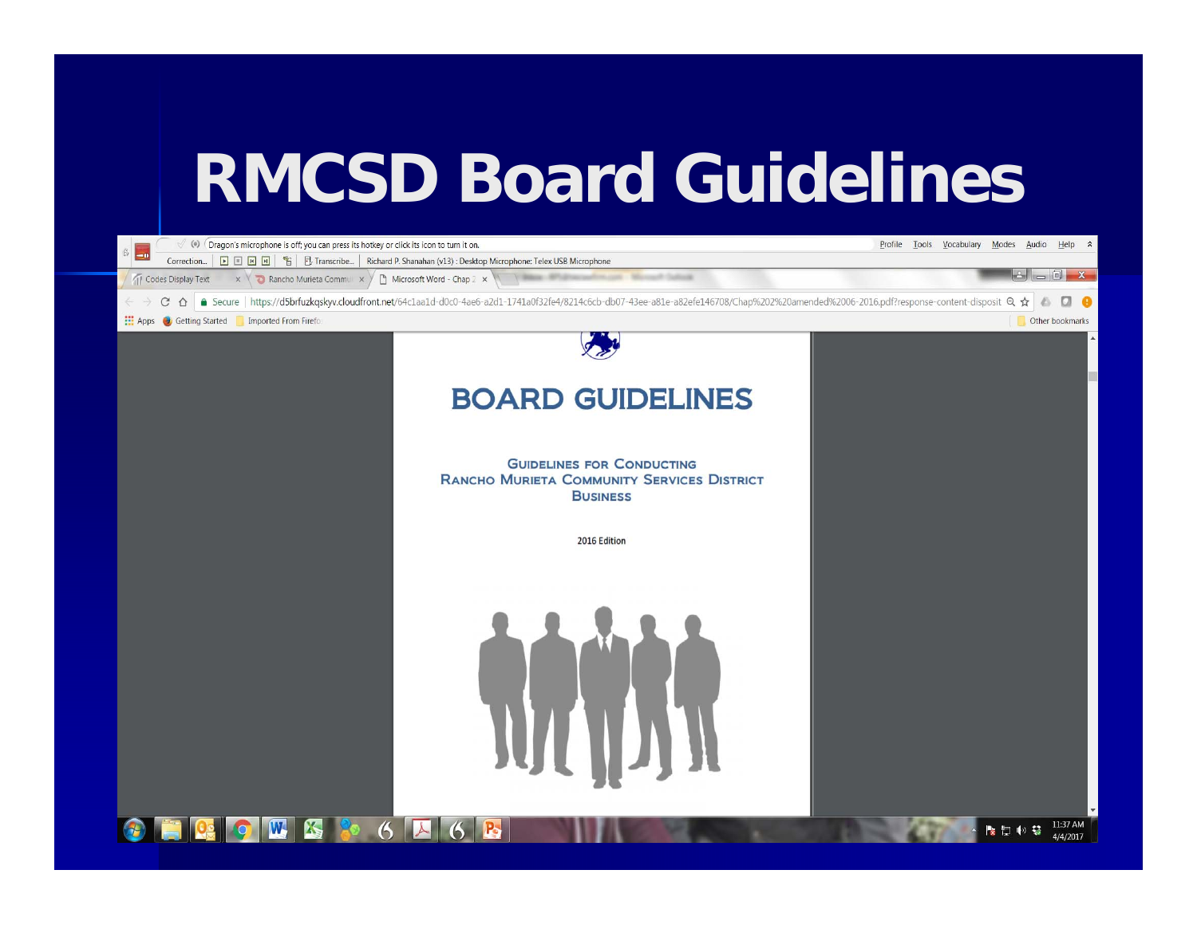# RMCSD Board Guidelines

# BOARD GUIDELINES

GUIDELINES FOR CONDUCTING
RANCHO MURIETA COMMUNITY SERVICES DISTRICT
BUSINESS

2016 Edition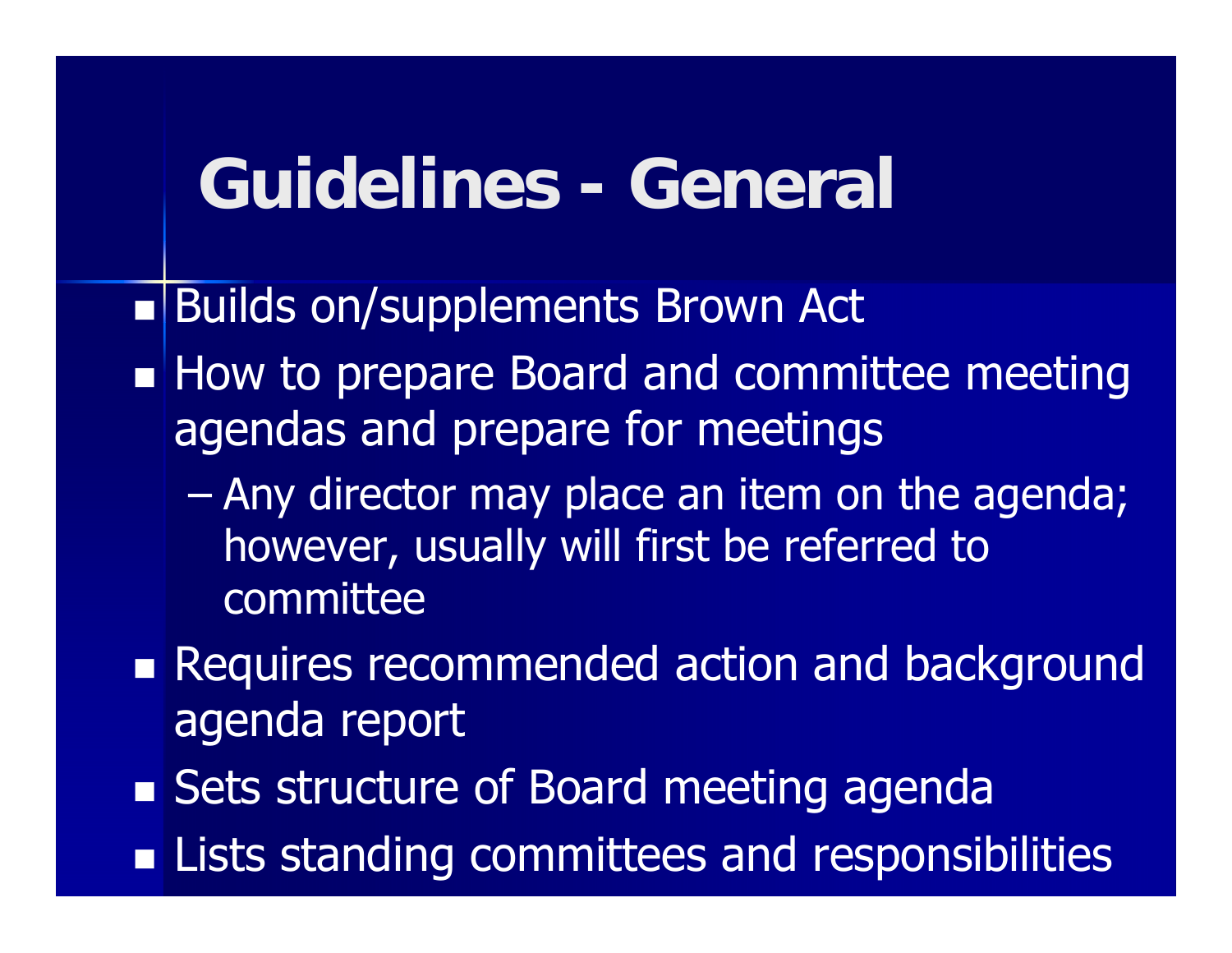# Guidelines - General

- Builds on/supplements Brown Act
- How to prepare Board and committee meeting agendas and prepare for meetings
  - Any director may place an item on the agenda; however, usually will first be referred to committee
- Requires recommended action and background agenda report
- Sets structure of Board meeting agenda
- Lists standing committees and responsibilities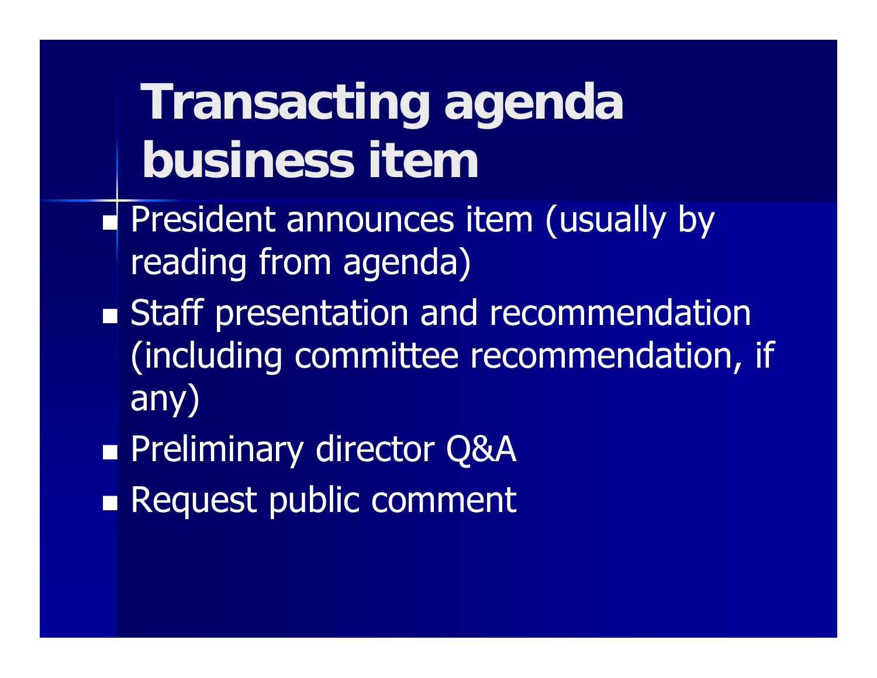# Transacting agenda business item

- President announces item (usually by reading from agenda)
- Staff presentation and recommendation (including committee recommendation, if any)
- Preliminary director Q&A
- Request public comment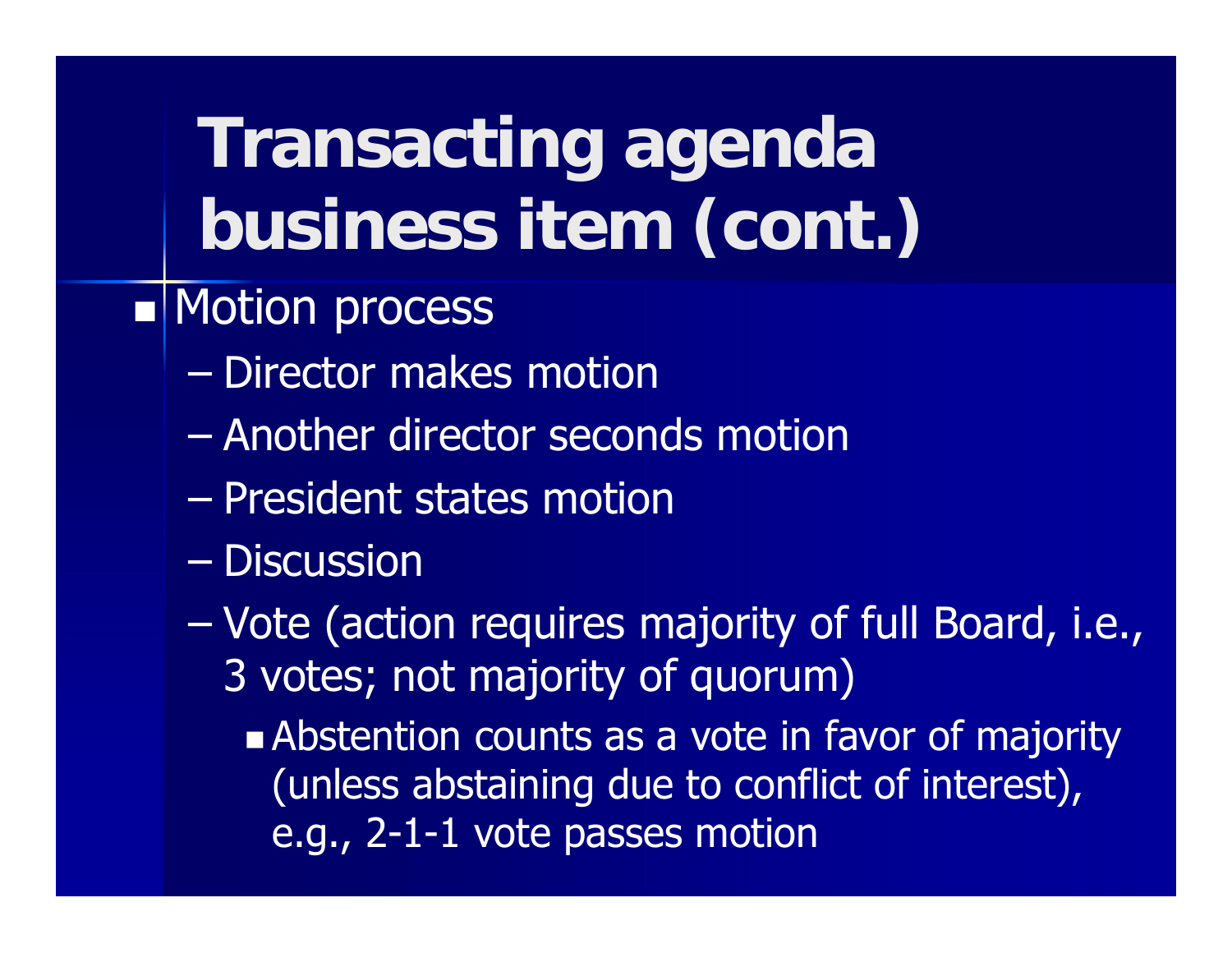# Transacting agenda business item (cont.)

- Motion process
  - Director makes motion
  - Another director seconds motion
  - President states motion
  - Discussion
  - Vote (action requires majority of full Board, i.e., 3 votes; not majority of quorum)
    - Abstention counts as a vote in favor of majority (unless abstaining due to conflict of interest), e.g., 2-1-1 vote passes motion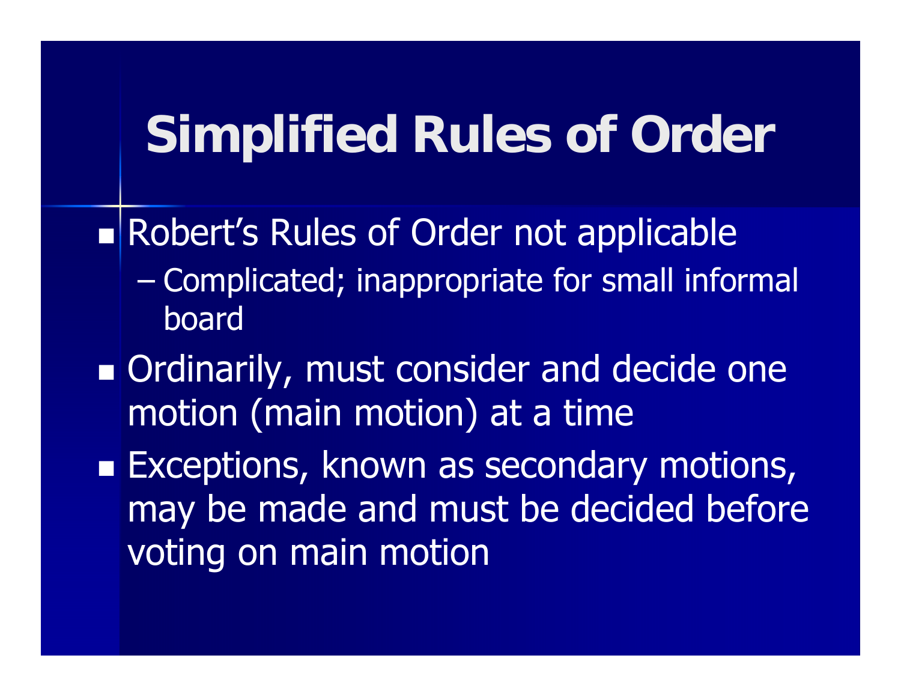# Simplified Rules of Order

- Robert's Rules of Order not applicable
  - Complicated; inappropriate for small informal board
- Ordinarily, must consider and decide one motion (main motion) at a time
- Exceptions, known as secondary motions, may be made and must be decided before voting on main motion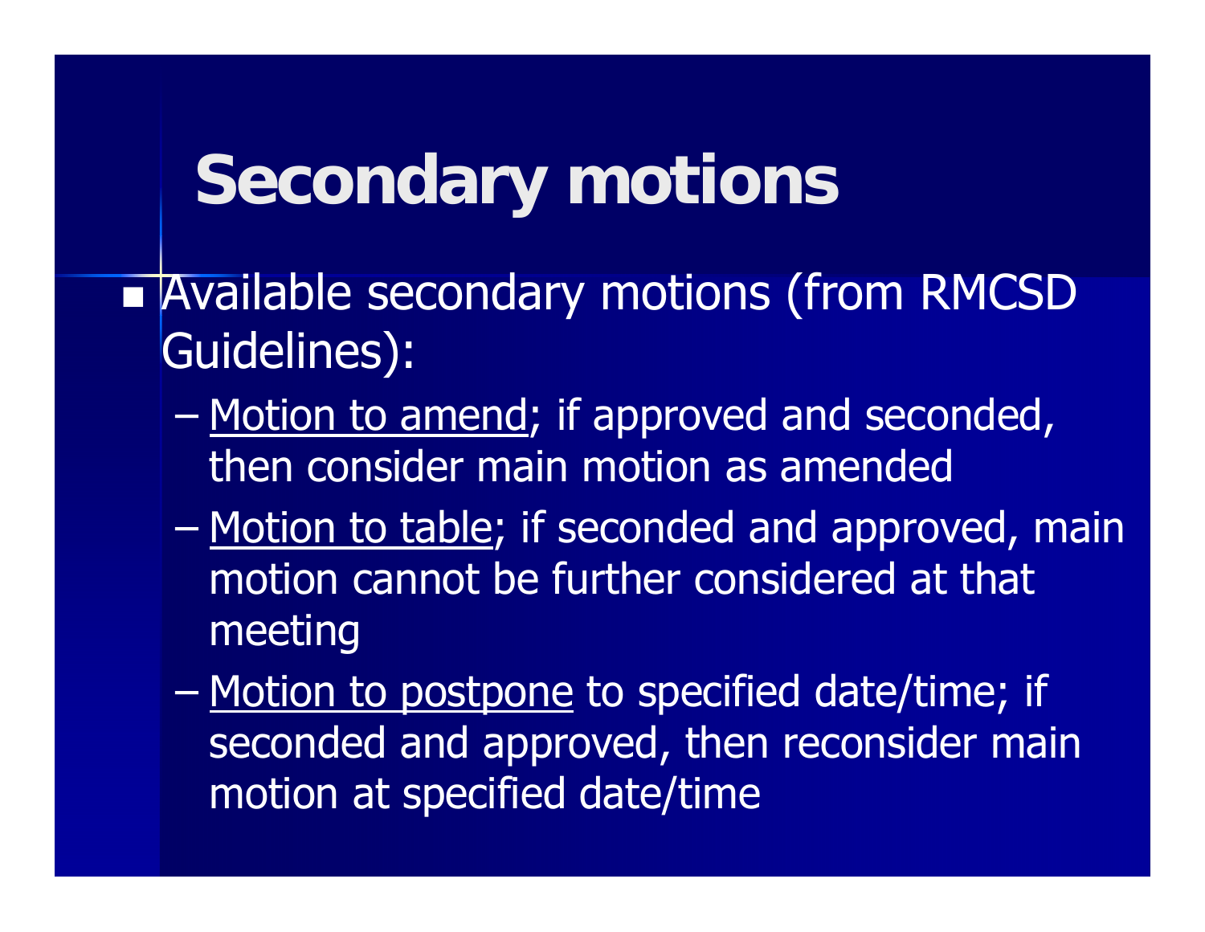# Secondary motions

- Available secondary motions (from RMCSD Guidelines):
  - Motion to amend; if approved and seconded, then consider main motion as amended
  - Motion to table; if seconded and approved, main motion cannot be further considered at that meeting
  - Motion to postpone to specified date/time; if seconded and approved, then reconsider main motion at specified date/time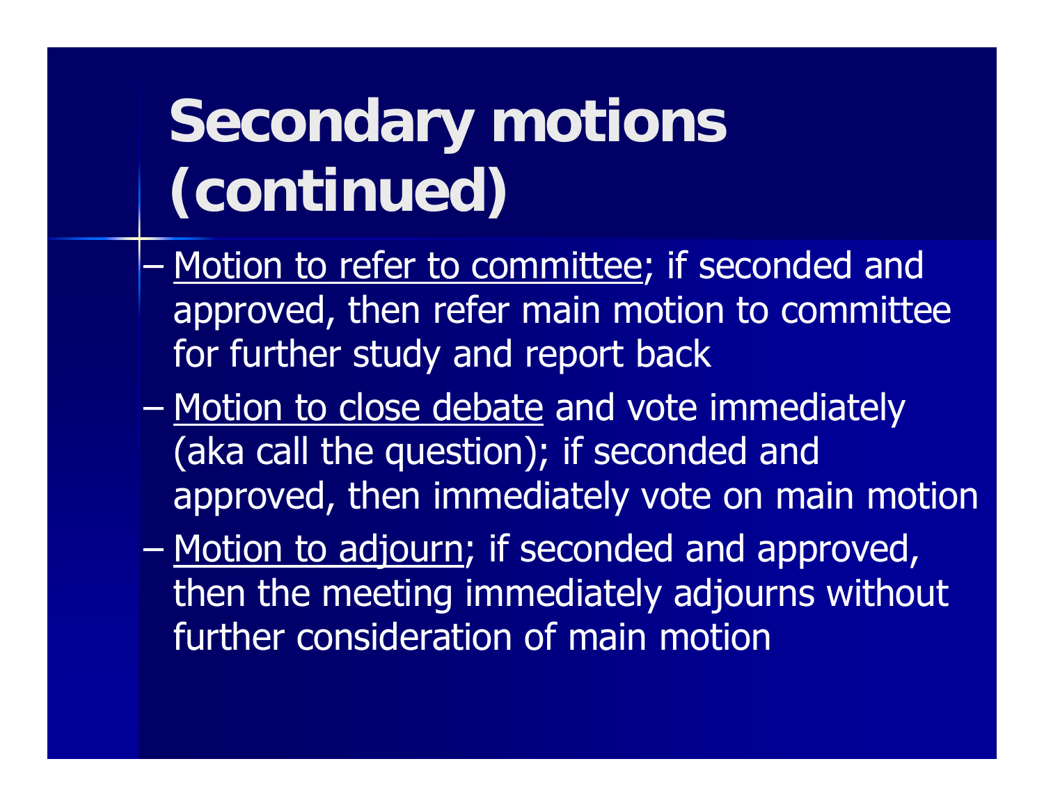# Secondary motions (continued)

- Motion to refer to committee; if seconded and approved, then refer main motion to committee for further study and report back
- Motion to close debate and vote immediately (aka call the question); if seconded and approved, then immediately vote on main motion
- Motion to adjourn; if seconded and approved, then the meeting immediately adjourns without further consideration of main motion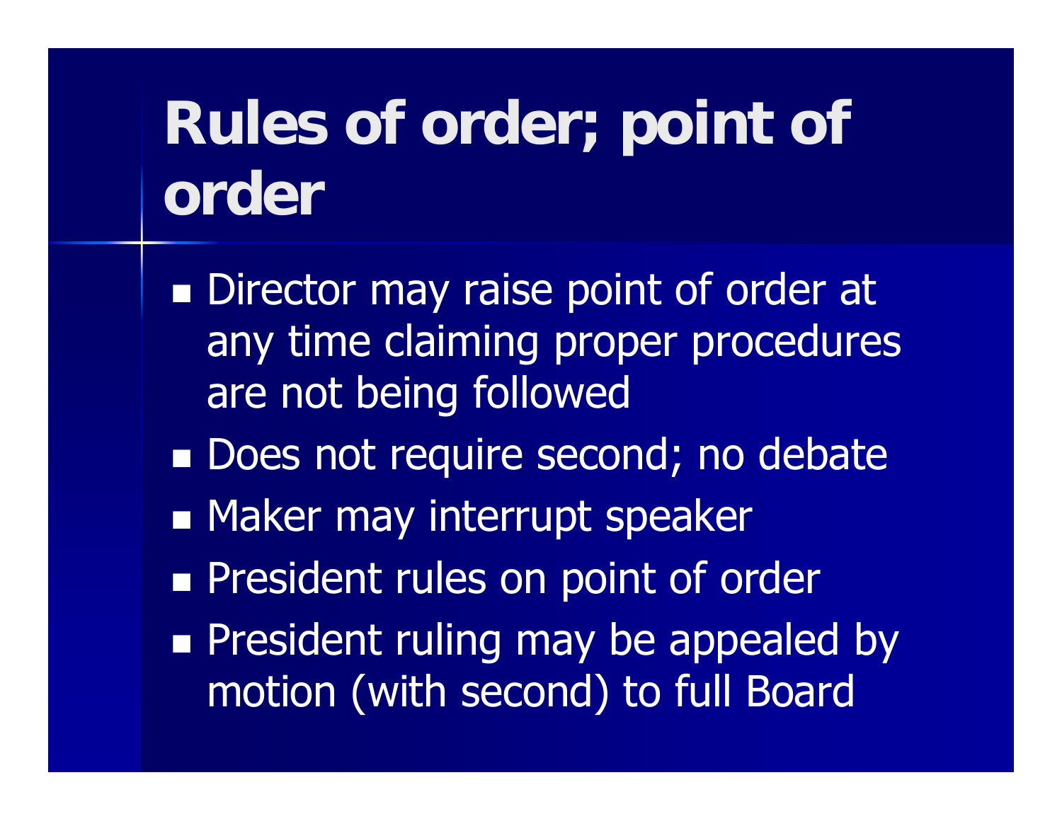# Rules of order; point of order

- Director may raise point of order at any time claiming proper procedures are not being followed
- Does not require second; no debate
- Maker may interrupt speaker
- President rules on point of order
- President ruling may be appealed by motion (with second) to full Board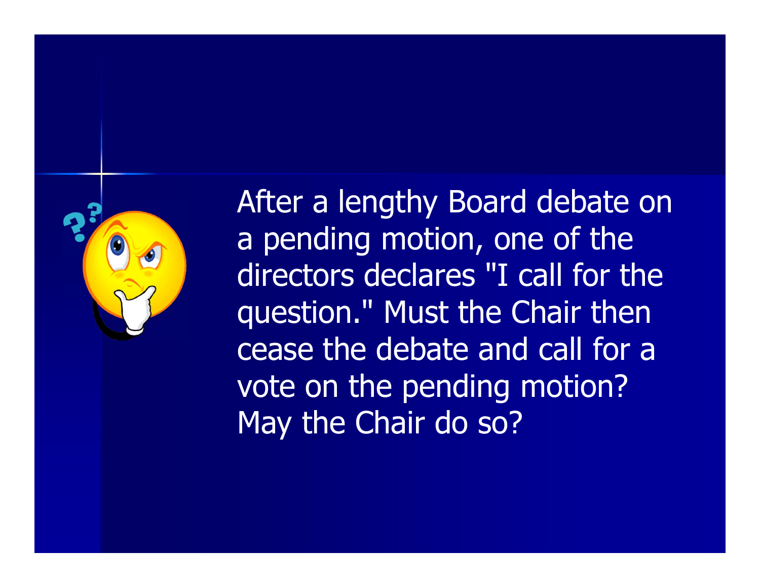After a lengthy Board debate on a pending motion, one of the directors declares "I call for the question." Must the Chair then cease the debate and call for a vote on the pending motion? May the Chair do so?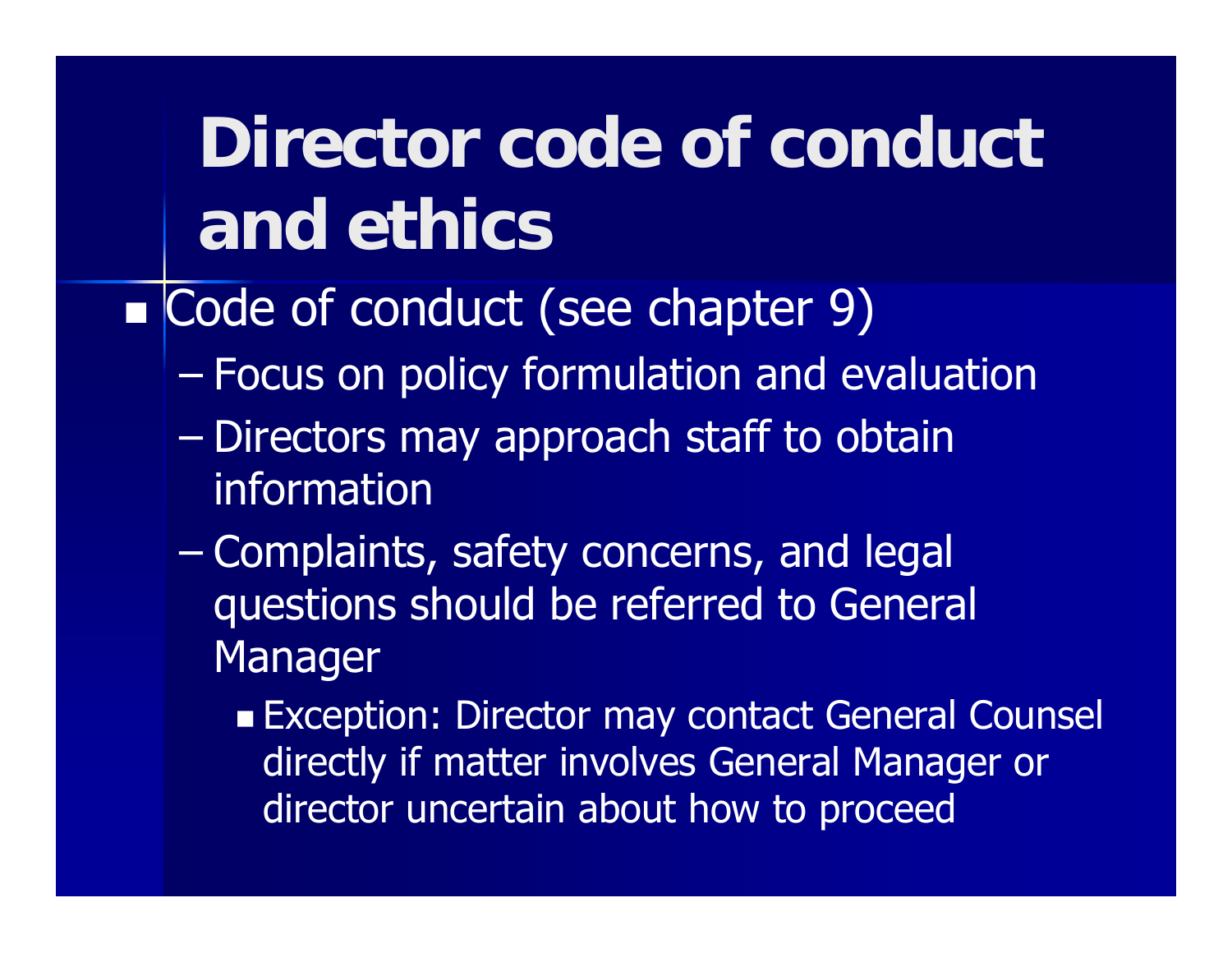# Director code of conduct and ethics

- Code of conduct (see chapter 9)
  - Focus on policy formulation and evaluation
  - Directors may approach staff to obtain information
  - Complaints, safety concerns, and legal questions should be referred to General Manager
    - Exception: Director may contact General Counsel directly if matter involves General Manager or director uncertain about how to proceed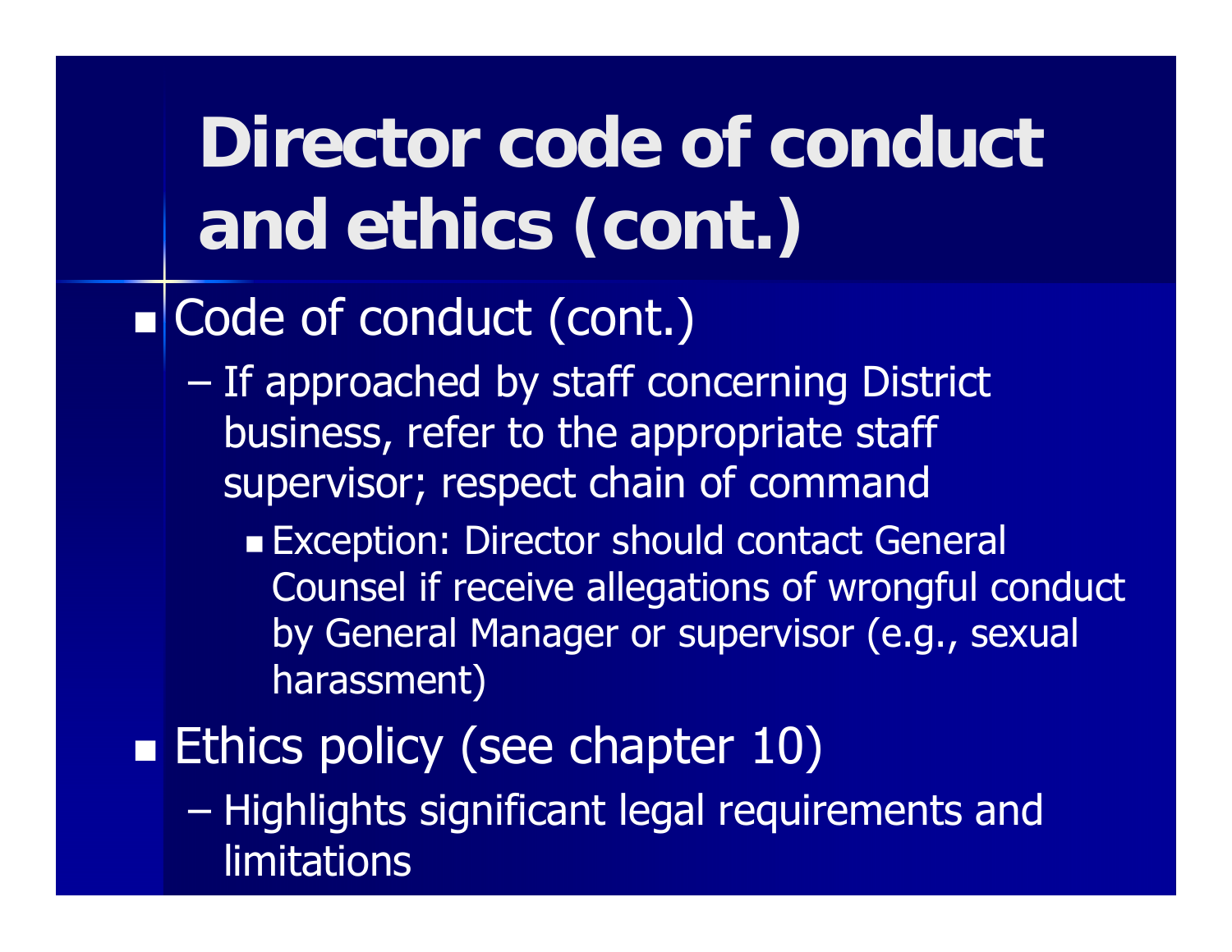# Director code of conduct and ethics (cont.)

- Code of conduct (cont.)
  - If approached by staff concerning District business, refer to the appropriate staff supervisor; respect chain of command
    - Exception: Director should contact General Counsel if receive allegations of wrongful conduct by General Manager or supervisor (e.g., sexual harassment)
- Ethics policy (see chapter 10)
  - Highlights significant legal requirements and limitations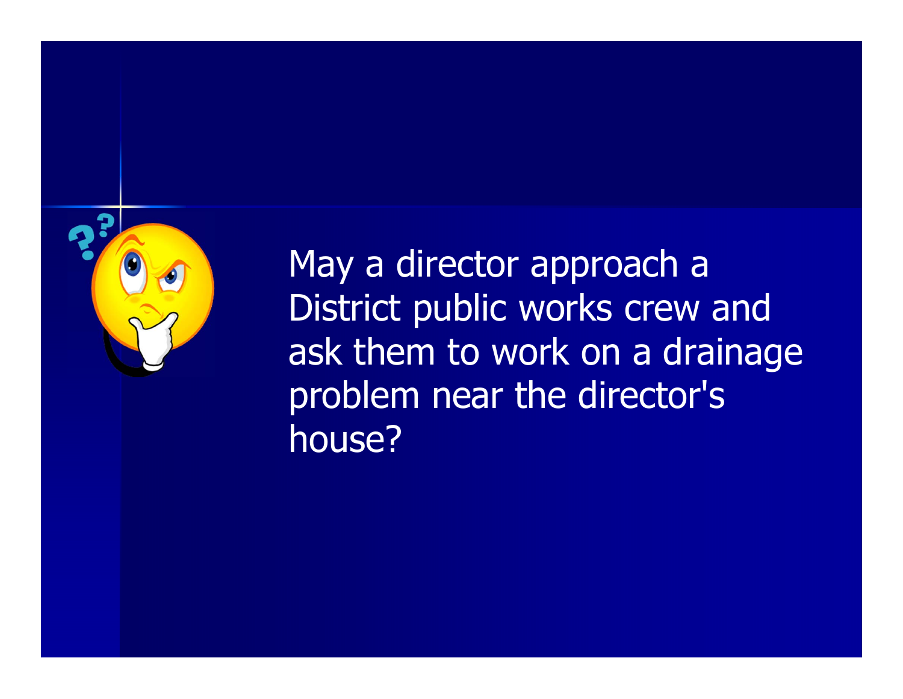May a director approach a District public works crew and ask them to work on a drainage problem near the director's house?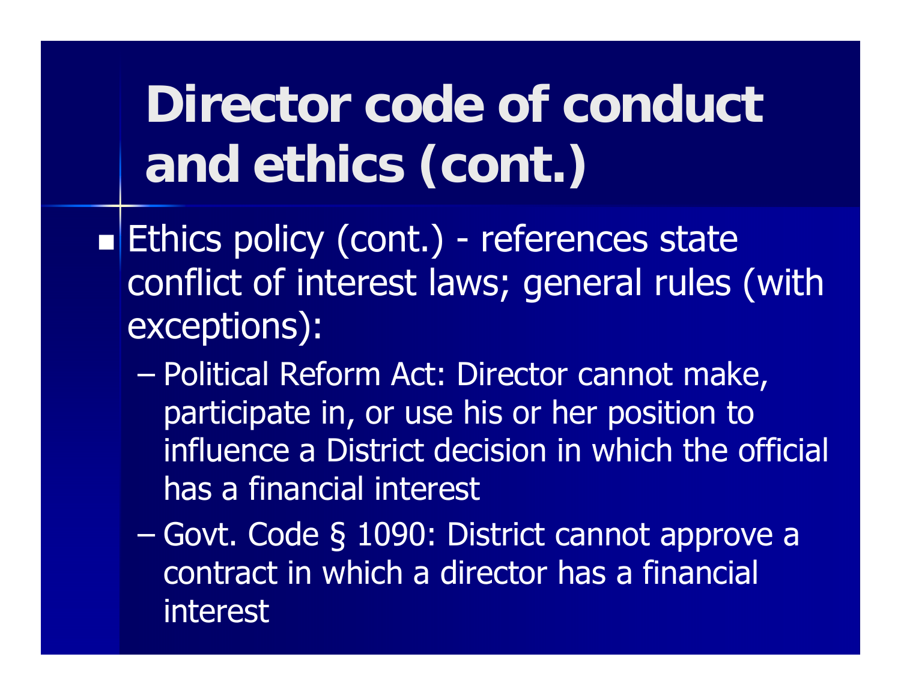# Director code of conduct and ethics (cont.)

- Ethics policy (cont.) - references state conflict of interest laws; general rules (with exceptions):
  - Political Reform Act: Director cannot make, participate in, or use his or her position to influence a District decision in which the official has a financial interest
  - Govt. Code § 1090: District cannot approve a contract in which a director has a financial interest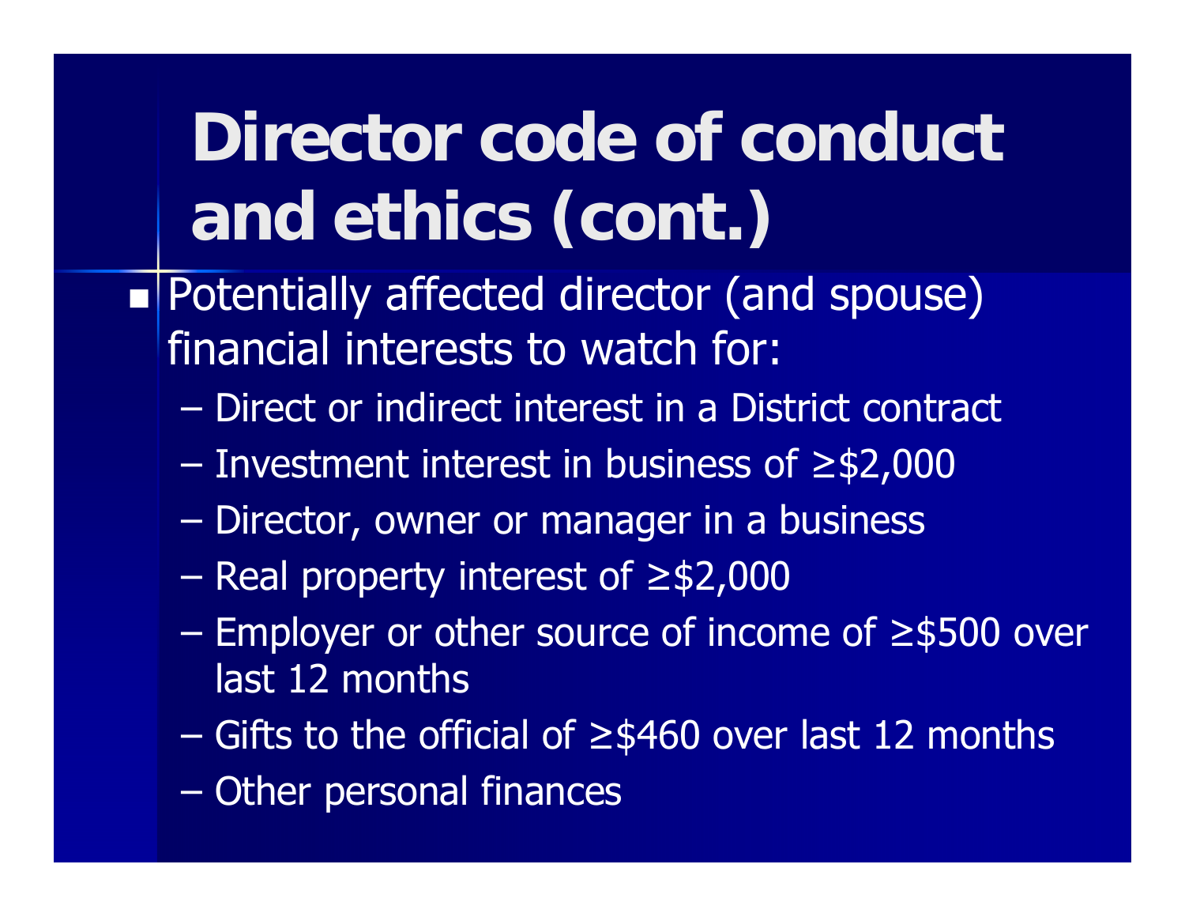# Director code of conduct and ethics (cont.)

- Potentially affected director (and spouse) financial interests to watch for:
  - Direct or indirect interest in a District contract
  - Investment interest in business of ≥$2,000
  - Director, owner or manager in a business
  - Real property interest of ≥$2,000
  - Employer or other source of income of ≥$500 over last 12 months
  - Gifts to the official of ≥$460 over last 12 months
  - Other personal finances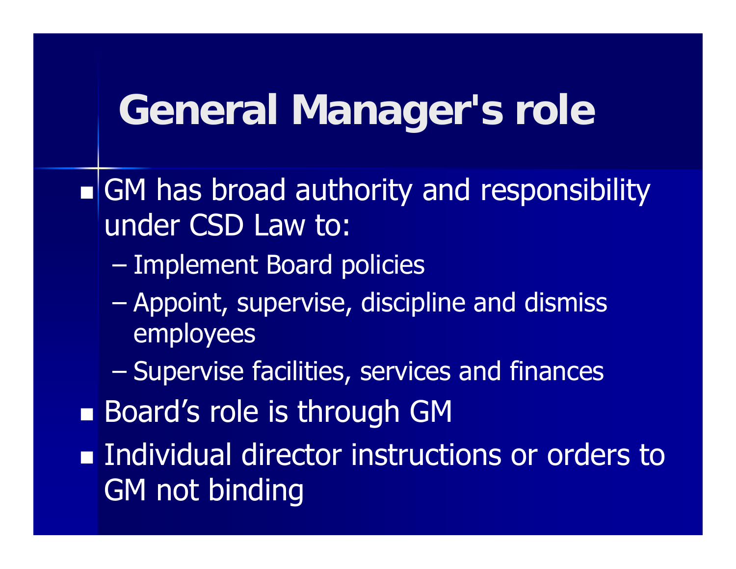# General Manager's role

- GM has broad authority and responsibility under CSD Law to:
  - Implement Board policies
  - Appoint, supervise, discipline and dismiss employees
  - Supervise facilities, services and finances
- Board's role is through GM
- Individual director instructions or orders to GM not binding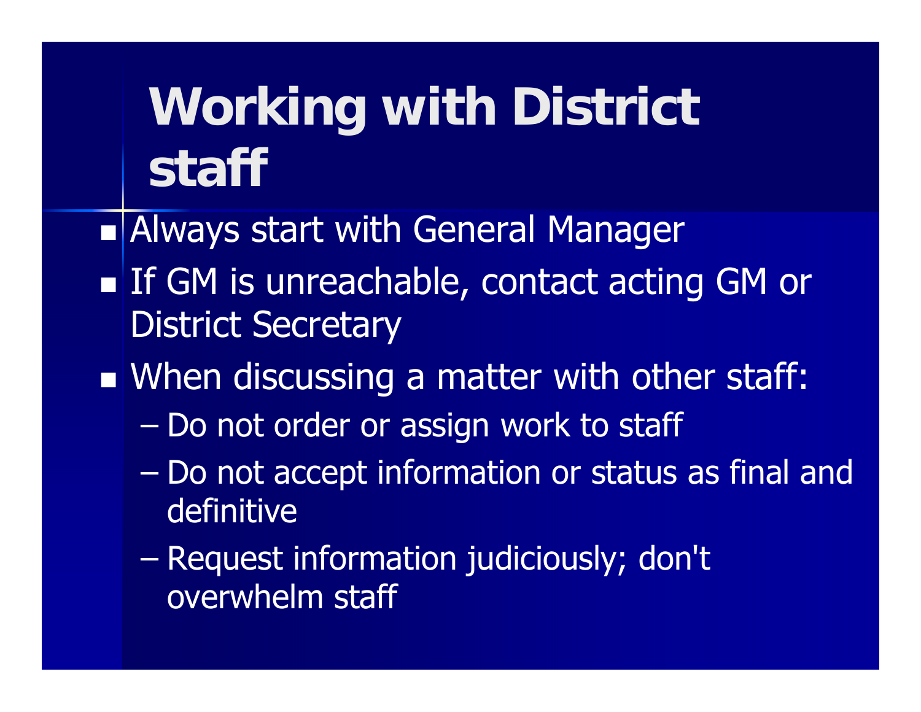# Working with District staff

- Always start with General Manager
- If GM is unreachable, contact acting GM or District Secretary
- When discussing a matter with other staff:
  - Do not order or assign work to staff
  - Do not accept information or status as final and definitive
  - Request information judiciously; don't overwhelm staff